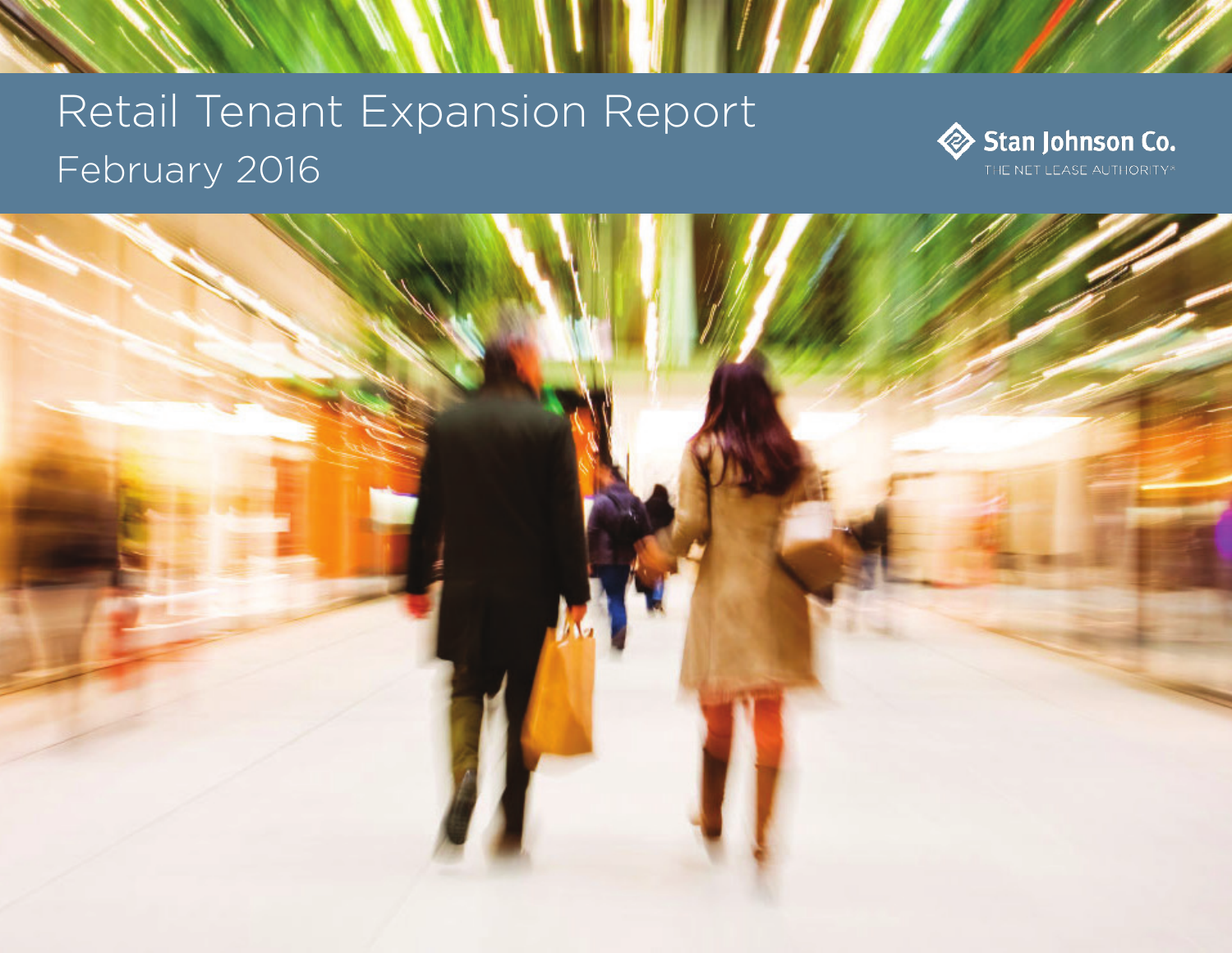# Retail Tenant Expansion Report

## February 2016

Stan Johnson Co.

THE NET LEASE AUTHORITY®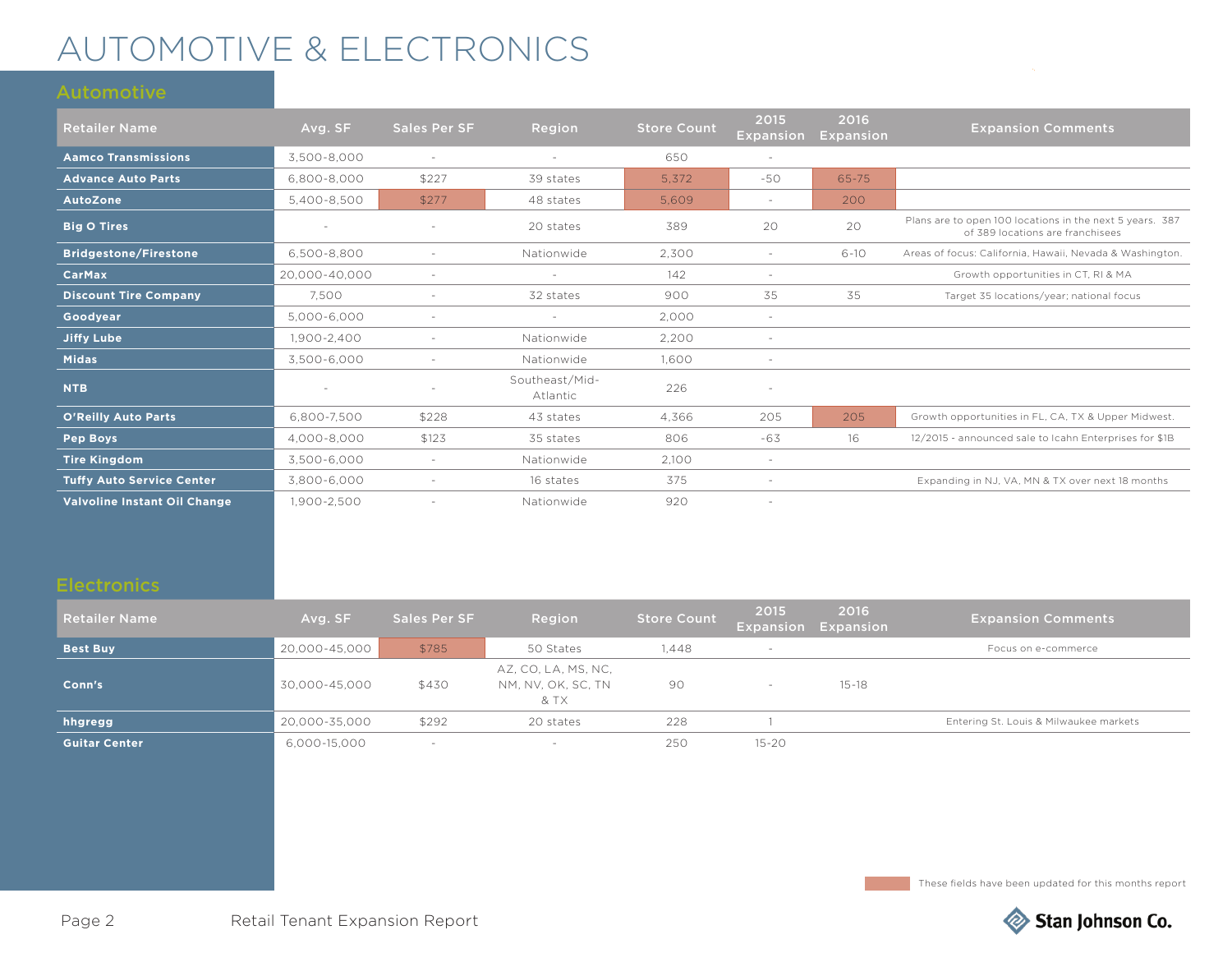# AUTOMOTIVE & ELECTRONICS

## Automotive

| Retailer Name | Avg. SF | Sales Per SF | Region | Store Count | 2015 Expansion | 2016 Expansion | Expansion Comments |
|---|---|---|---|---|---|---|---|
| **Aamco Transmissions** | 3,500-8,000 | - | - | 650 | - | | |
| **Advance Auto Parts** | 6,800-8,000 | $227 | 39 states | 5,372 | -50 | 65-75 | |
| **AutoZone** | 5,400-8,500 | $277 | 48 states | 5,609 | - | 200 | |
| **Big O Tires** | - | - | 20 states | 389 | 20 | 20 | Plans are to open 100 locations in the next 5 years. 387 of 389 locations are franchisees |
| **Bridgestone/Firestone** | 6,500-8,800 | - | Nationwide | 2,300 | - | 6-10 | Areas of focus: California, Hawaii, Nevada & Washington. |
| **CarMax** | 20,000-40,000 | - | - | 142 | - | | Growth opportunities in CT, RI & MA |
| **Discount Tire Company** | 7,500 | - | 32 states | 900 | 35 | 35 | Target 35 locations/year; national focus |
| **Goodyear** | 5,000-6,000 | - | - | 2,000 | - | | |
| **Jiffy Lube** | 1,900-2,400 | - | Nationwide | 2,200 | - | | |
| **Midas** | 3,500-6,000 | - | Nationwide | 1,600 | - | | |
| **NTB** | - | - | Southeast/Mid-Atlantic | 226 | - | | |
| **O'Reilly Auto Parts** | 6,800-7,500 | $228 | 43 states | 4,366 | 205 | 205 | Growth opportunities in FL, CA, TX & Upper Midwest. |
| **Pep Boys** | 4,000-8,000 | $123 | 35 states | 806 | -63 | 16 | 12/2015 - announced sale to Icahn Enterprises for $1B |
| **Tire Kingdom** | 3,500-6,000 | - | Nationwide | 2,100 | - | | |
| **Tuffy Auto Service Center** | 3,800-6,000 | - | 16 states | 375 | - | | Expanding in NJ, VA, MN & TX over next 18 months |
| **Valvoline Instant Oil Change** | 1,900-2,500 | - | Nationwide | 920 | - | | |

## Electronics

| Retailer Name | Avg. SF | Sales Per SF | Region | Store Count | 2015 Expansion | 2016 Expansion | Expansion Comments |
|---|---|---|---|---|---|---|---|
| **Best Buy** | 20,000-45,000 | $785 | 50 States | 1,448 | - | | Focus on e-commerce |
| **Conn's** | 30,000-45,000 | $430 | AZ, CO, LA, MS, NC, NM, NV, OK, SC, TN & TX | 90 | - | 15-18 | |
| **hhgregg** | 20,000-35,000 | $292 | 20 states | 228 | 1 | | Entering St. Louis & Milwaukee markets |
| **Guitar Center** | 6,000-15,000 | - | - | 250 | 15-20 | | |

These fields have been updated for this months report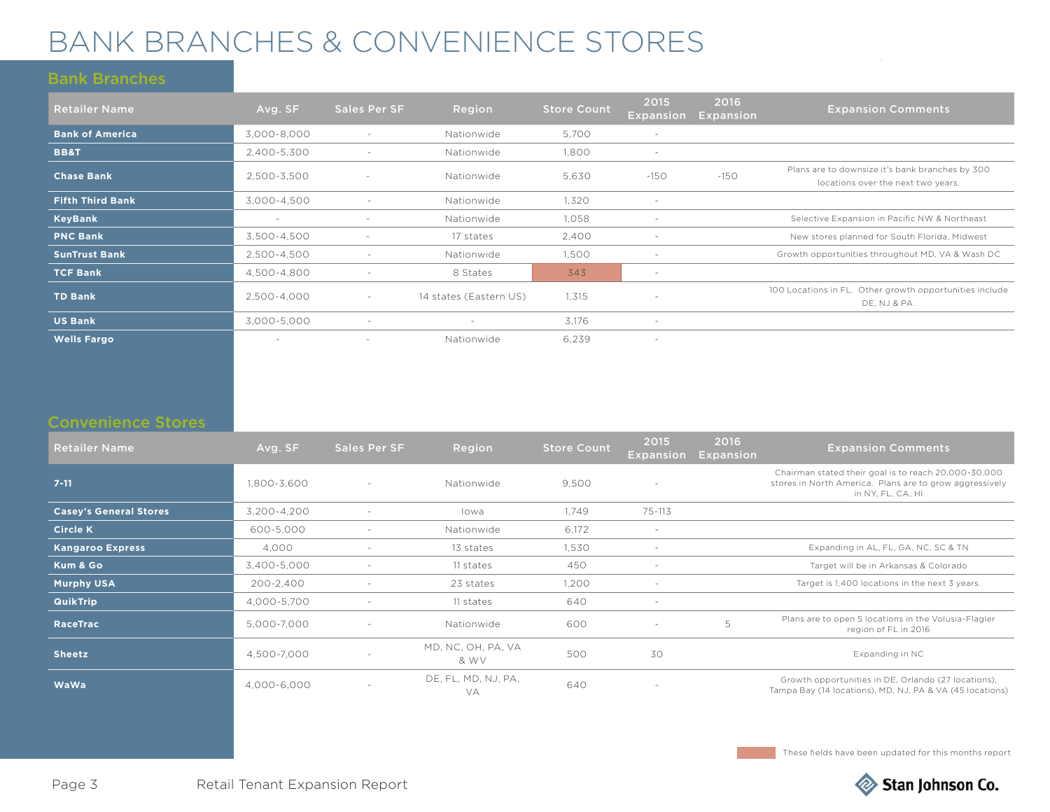# BANK BRANCHES & CONVENIENCE STORES

## Bank Branches

| Retailer Name | Avg. SF | Sales Per SF | Region | Store Count | 2015 Expansion | 2016 Expansion | Expansion Comments |
|---|---|---|---|---|---|---|---|
| **Bank of America** | 3,000-8,000 | - | Nationwide | 5,700 | - | | |
| **BB&T** | 2,400-5,300 | - | Nationwide | 1,800 | - | | |
| **Chase Bank** | 2,500-3,500 | - | Nationwide | 5,630 | -150 | -150 | Plans are to downsize it's bank branches by 300 locations over the next two years. |
| **Fifth Third Bank** | 3,000-4,500 | - | Nationwide | 1,320 | - | | |
| **KeyBank** | - | - | Nationwide | 1,058 | - | | Selective Expansion in Pacific NW & Northeast |
| **PNC Bank** | 3,500-4,500 | - | 17 states | 2,400 | - | | New stores planned for South Florida, Midwest |
| **SunTrust Bank** | 2,500-4,500 | - | Nationwide | 1,500 | - | | Growth opportunities throughout MD, VA & Wash DC |
| **TCF Bank** | 4,500-4,800 | - | 8 States | 343 | - | | |
| **TD Bank** | 2,500-4,000 | - | 14 states (Eastern US) | 1,315 | - | | 100 Locations in FL. Other growth opportunities include DE, NJ & PA. |
| **US Bank** | 3,000-5,000 | - | - | 3,176 | - | | |
| **Wells Fargo** | - | - | Nationwide | 6,239 | - | | |

## Convenience Stores

| Retailer Name | Avg. SF | Sales Per SF | Region | Store Count | 2015 Expansion | 2016 Expansion | Expansion Comments |
|---|---|---|---|---|---|---|---|
| **7-11** | 1,800-3,600 | - | Nationwide | 9,500 | - | | Chairman stated their goal is to reach 20,000-30,000 stores in North America. Plans are to grow aggressively in NY, FL, CA, HI |
| **Casey's General Stores** | 3,200-4,200 | - | Iowa | 1,749 | 75-113 | | |
| **Circle K** | 600-5,000 | - | Nationwide | 6,172 | - | | |
| **Kangaroo Express** | 4,000 | - | 13 states | 1,530 | - | | Expanding in AL, FL, GA, NC, SC & TN |
| **Kum & Go** | 3,400-5,000 | - | 11 states | 450 | - | | Target will be in Arkansas & Colorado |
| **Murphy USA** | 200-2,400 | - | 23 states | 1,200 | - | | Target is 1,400 locations in the next 3 years. |
| **QuikTrip** | 4,000-5,700 | - | 11 states | 640 | - | | |
| **RaceTrac** | 5,000-7,000 | - | Nationwide | 600 | - | 5 | Plans are to open 5 locations in the Volusia-Flagler region of FL in 2016 |
| **Sheetz** | 4,500-7,000 | - | MD, NC, OH, PA, VA & WV | 500 | 30 | | Expanding in NC |
| **WaWa** | 4,000-6,000 | - | DE, FL, MD, NJ, PA, VA | 640 | - | | Growth opportunities in DE, Orlando (27 locations), Tampa Bay (14 locations), MD, NJ, PA & VA (45 locations) |

These fields have been updated for this months report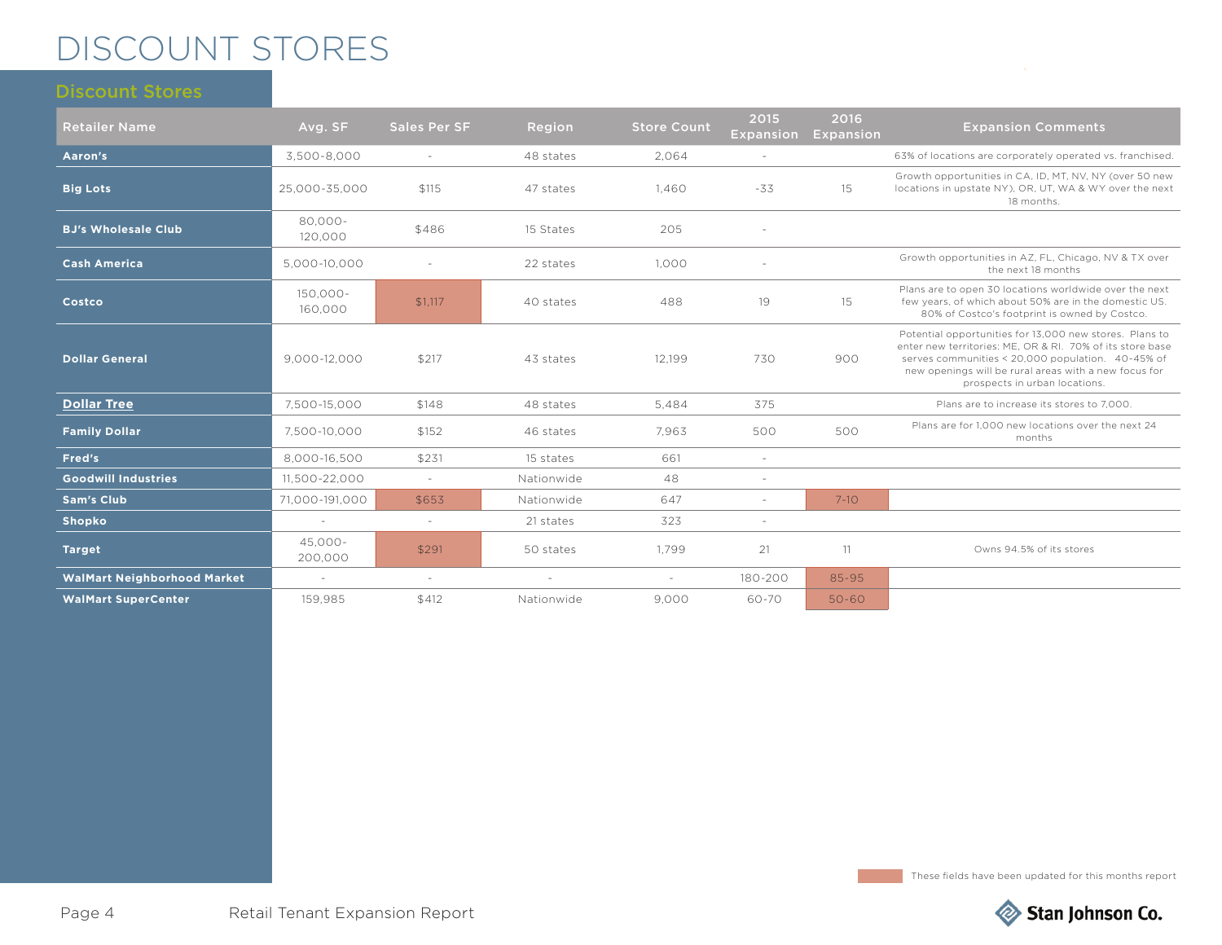# DISCOUNT STORES

## Discount Stores

| Retailer Name | Avg. SF | Sales Per SF | Region | Store Count | 2015 Expansion | 2016 Expansion | Expansion Comments |
|---|---|---|---|---|---|---|---|
| **Aaron's** | 3,500-8,000 | - | 48 states | 2,064 | - | | 63% of locations are corporately operated vs. franchised. |
| **Big Lots** | 25,000-35,000 | $115 | 47 states | 1,460 | -33 | 15 | Growth opportunities in CA, ID, MT, NV, NY (over 50 new locations in upstate NY), OR, UT, WA & WY over the next 18 months. |
| **BJ's Wholesale Club** | 80,000-120,000 | $486 | 15 States | 205 | - | | |
| **Cash America** | 5,000-10,000 | - | 22 states | 1,000 | - | | Growth opportunities in AZ, FL, Chicago, NV & TX over the next 18 months |
| **Costco** | 150,000-160,000 | $1,117 | 40 states | 488 | 19 | 15 | Plans are to open 30 locations worldwide over the next few years, of which about 50% are in the domestic US. 80% of Costco's footprint is owned by Costco. |
| **Dollar General** | 9,000-12,000 | $217 | 43 states | 12,199 | 730 | 900 | Potential opportunities for 13,000 new stores. Plans to enter new territories: ME, OR & RI. 70% of its store base serves communities < 20,000 population. 40-45% of new openings will be rural areas with a new focus for prospects in urban locations. |
| **Dollar Tree** | 7,500-15,000 | $148 | 48 states | 5,484 | 375 | | Plans are to increase its stores to 7,000. |
| **Family Dollar** | 7,500-10,000 | $152 | 46 states | 7,963 | 500 | 500 | Plans are for 1,000 new locations over the next 24 months |
| **Fred's** | 8,000-16,500 | $231 | 15 states | 661 | - | | |
| **Goodwill Industries** | 11,500-22,000 | - | Nationwide | 48 | - | | |
| **Sam's Club** | 71,000-191,000 | $653 | Nationwide | 647 | - | 7-10 | |
| **Shopko** | - | - | 21 states | 323 | - | | |
| **Target** | 45,000-200,000 | $291 | 50 states | 1,799 | 21 | 11 | Owns 94.5% of its stores |
| **WalMart Neighborhood Market** | - | - | - | - | 180-200 | 85-95 | |
| **WalMart SuperCenter** | 159,985 | $412 | Nationwide | 9,000 | 60-70 | 50-60 | |

These fields have been updated for this months report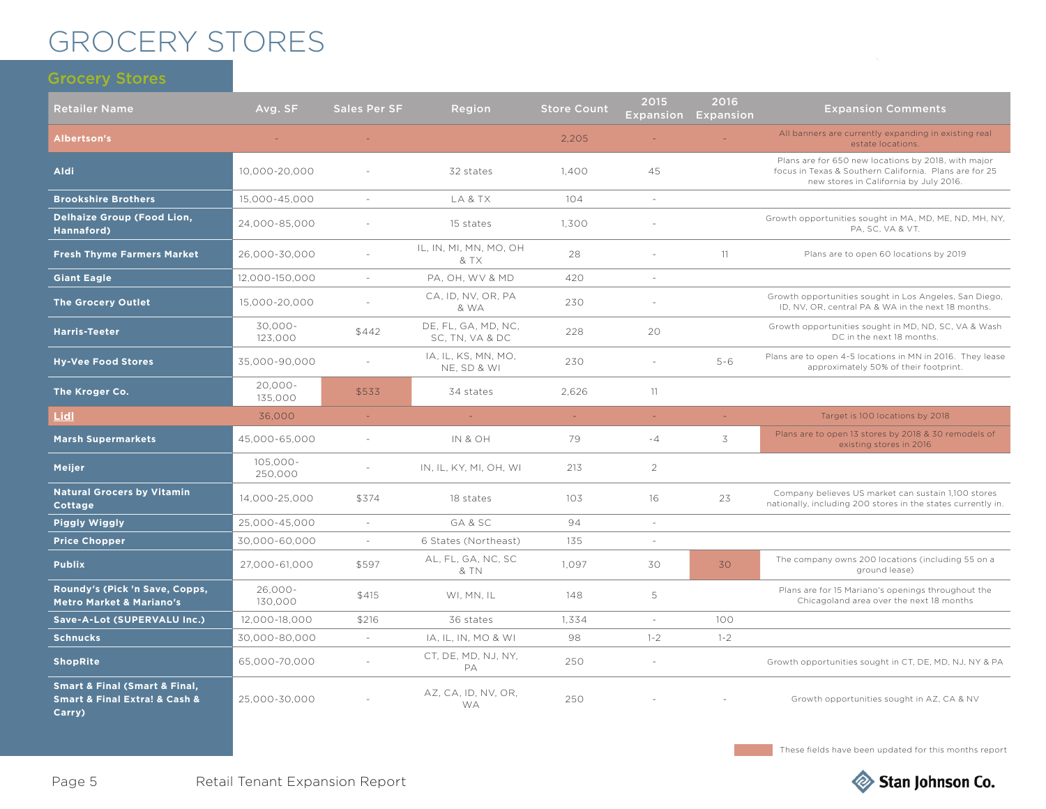# GROCERY STORES

## Grocery Stores

| Retailer Name | Avg. SF | Sales Per SF | Region | Store Count | 2015 Expansion | 2016 Expansion | Expansion Comments |
|---|---|---|---|---|---|---|---|
| **Albertson's** | - | - | | 2,205 | - | - | All banners are currently expanding in existing real estate locations. |
| **Aldi** | 10,000-20,000 | - | 32 states | 1,400 | 45 | | Plans are for 650 new locations by 2018, with major focus in Texas & Southern California. Plans are for 25 new stores in California by July 2016. |
| **Brookshire Brothers** | 15,000-45,000 | - | LA & TX | 104 | - | | |
| **Delhaize Group (Food Lion, Hannaford)** | 24,000-85,000 | - | 15 states | 1,300 | - | | Growth opportunities sought in MA, MD, ME, ND, MH, NY, PA, SC, VA & VT. |
| **Fresh Thyme Farmers Market** | 26,000-30,000 | - | IL, IN, MI, MN, MO, OH & TX | 28 | - | 11 | Plans are to open 60 locations by 2019 |
| **Giant Eagle** | 12,000-150,000 | - | PA, OH, WV & MD | 420 | - | | |
| **The Grocery Outlet** | 15,000-20,000 | - | CA, ID, NV, OR, PA & WA | 230 | - | | Growth opportunities sought in Los Angeles, San Diego, ID, NV, OR, central PA & WA in the next 18 months. |
| **Harris-Teeter** | 30,000-123,000 | $442 | DE, FL, GA, MD, NC, SC, TN, VA & DC | 228 | 20 | | Growth opportunities sought in MD, ND, SC, VA & Wash DC in the next 18 months. |
| **Hy-Vee Food Stores** | 35,000-90,000 | - | IA, IL, KS, MN, MO, NE, SD & WI | 230 | - | 5-6 | Plans are to open 4-5 locations in MN in 2016. They lease approximately 50% of their footprint. |
| **The Kroger Co.** | 20,000-135,000 | $533 | 34 states | 2,626 | 11 | | |
| **Lidl** | 36,000 | - | - | - | - | - | Target is 100 locations by 2018 |
| **Marsh Supermarkets** | 45,000-65,000 | - | IN & OH | 79 | -4 | 3 | Plans are to open 13 stores by 2018 & 30 remodels of existing stores in 2016 |
| **Meijer** | 105,000-250,000 | - | IN, IL, KY, MI, OH, WI | 213 | 2 | | |
| **Natural Grocers by Vitamin Cottage** | 14,000-25,000 | $374 | 18 states | 103 | 16 | 23 | Company believes US market can sustain 1,100 stores nationally, including 200 stores in the states currently in. |
| **Piggly Wiggly** | 25,000-45,000 | - | GA & SC | 94 | - | | |
| **Price Chopper** | 30,000-60,000 | - | 6 States (Northeast) | 135 | - | | |
| **Publix** | 27,000-61,000 | $597 | AL, FL, GA, NC, SC & TN | 1,097 | 30 | 30 | The company owns 200 locations (including 55 on a ground lease) |
| **Roundy's (Pick 'n Save, Copps, Metro Market & Mariano's** | 26,000-130,000 | $415 | WI, MN, IL | 148 | 5 | | Plans are for 15 Mariano's openings throughout the Chicagoland area over the next 18 months |
| **Save-A-Lot (SUPERVALU Inc.)** | 12,000-18,000 | $216 | 36 states | 1,334 | - | 100 | |
| **Schnucks** | 30,000-80,000 | - | IA, IL, IN, MO & WI | 98 | 1-2 | 1-2 | |
| **ShopRite** | 65,000-70,000 | - | CT, DE, MD, NJ, NY, PA | 250 | - | | Growth opportunities sought in CT, DE, MD, NJ, NY & PA |
| **Smart & Final (Smart & Final, Smart & Final Extra! & Cash & Carry)** | 25,000-30,000 | - | AZ, CA, ID, NV, OR, WA | 250 | - | - | Growth opportunities sought in AZ, CA & NV |

These fields have been updated for this months report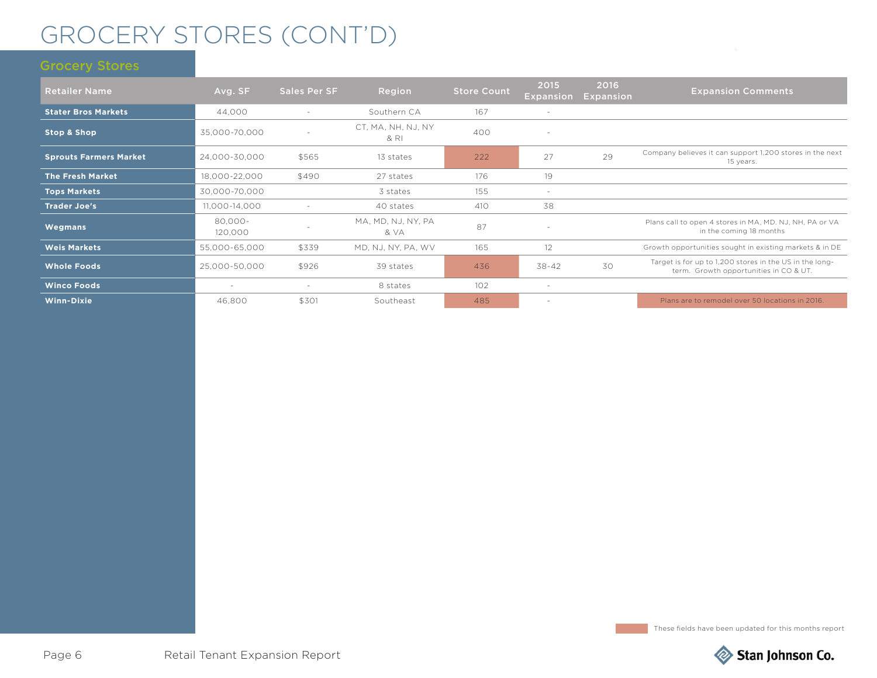# GROCERY STORES (CONT'D)

## Grocery Stores

| Retailer Name | Avg. SF | Sales Per SF | Region | Store Count | 2015 Expansion | 2016 Expansion | Expansion Comments |
|---|---|---|---|---|---|---|---|
| **Stater Bros Markets** | 44,000 | - | Southern CA | 167 | - | | |
| **Stop & Shop** | 35,000-70,000 | - | CT, MA, NH, NJ, NY & RI | 400 | - | | |
| **Sprouts Farmers Market** | 24,000-30,000 | $565 | 13 states | 222 | 27 | 29 | Company believes it can support 1,200 stores in the next 15 years. |
| **The Fresh Market** | 18,000-22,000 | $490 | 27 states | 176 | 19 | | |
| **Tops Markets** | 30,000-70,000 | | 3 states | 155 | - | | |
| **Trader Joe's** | 11,000-14,000 | - | 40 states | 410 | 38 | | |
| **Wegmans** | 80,000-120,000 | - | MA, MD, NJ, NY, PA & VA | 87 | - | | Plans call to open 4 stores in MA, MD. NJ, NH, PA or VA in the coming 18 months |
| **Weis Markets** | 55,000-65,000 | $339 | MD, NJ, NY, PA, WV | 165 | 12 | | Growth opportunities sought in existing markets & in DE |
| **Whole Foods** | 25,000-50,000 | $926 | 39 states | 436 | 38-42 | 30 | Target is for up to 1,200 stores in the US in the long-term. Growth opportunities in CO & UT. |
| **Winco Foods** | - | - | 8 states | 102 | - | | |
| **Winn-Dixie** | 46,800 | $301 | Southeast | 485 | - | | Plans are to remodel over 50 locations in 2016. |

These fields have been updated for this months report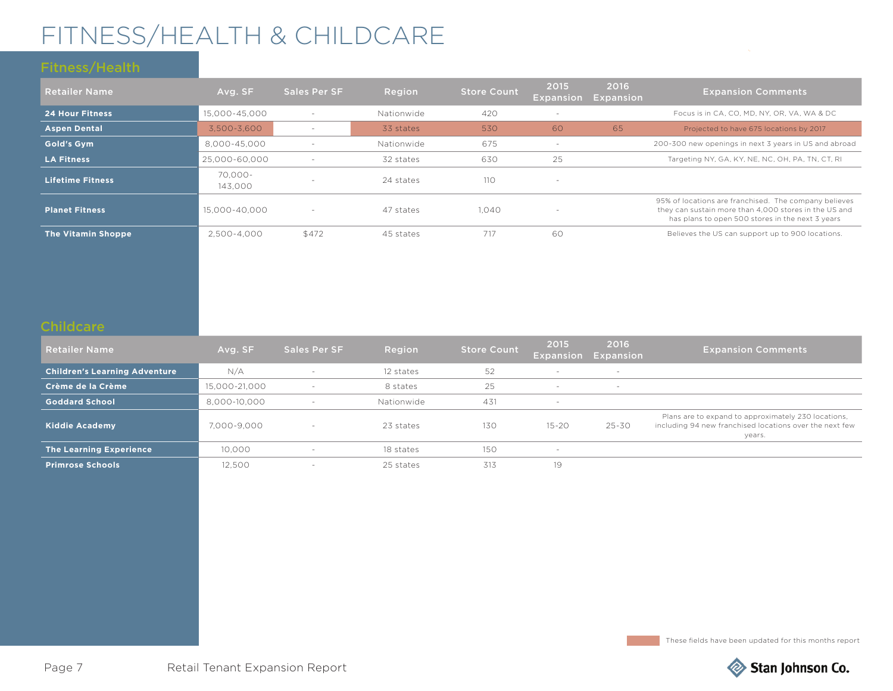# FITNESS/HEALTH & CHILDCARE

## Fitness/Health

| Retailer Name | Avg. SF | Sales Per SF | Region | Store Count | 2015 Expansion | 2016 Expansion | Expansion Comments |
|---|---|---|---|---|---|---|---|
| **24 Hour Fitness** | 15,000-45,000 | - | Nationwide | 420 | - | | Focus is in CA, CO, MD, NY, OR, VA, WA & DC |
| **Aspen Dental** | 3,500-3,600 | - | 33 states | 530 | 60 | 65 | Projected to have 675 locations by 2017 |
| **Gold's Gym** | 8,000-45,000 | - | Nationwide | 675 | - | | 200-300 new openings in next 3 years in US and abroad |
| **LA Fitness** | 25,000-60,000 | - | 32 states | 630 | 25 | | Targeting NY, GA, KY, NE, NC, OH, PA, TN, CT, RI |
| **Lifetime Fitness** | 70,000-143,000 | - | 24 states | 110 | - | | |
| **Planet Fitness** | 15,000-40,000 | - | 47 states | 1,040 | - | | 95% of locations are franchised. The company believes they can sustain more than 4,000 stores in the US and has plans to open 500 stores in the next 3 years |
| **The Vitamin Shoppe** | 2,500-4,000 | $472 | 45 states | 717 | 60 | | Believes the US can support up to 900 locations. |

## Childcare

| Retailer Name | Avg. SF | Sales Per SF | Region | Store Count | 2015 Expansion | 2016 Expansion | Expansion Comments |
|---|---|---|---|---|---|---|---|
| **Children's Learning Adventure** | N/A | - | 12 states | 52 | - | - | |
| **Crème de la Crème** | 15,000-21,000 | - | 8 states | 25 | - | - | |
| **Goddard School** | 8,000-10,000 | - | Nationwide | 431 | - | | |
| **Kiddie Academy** | 7,000-9,000 | - | 23 states | 130 | 15-20 | 25-30 | Plans are to expand to approximately 230 locations, including 94 new franchised locations over the next few years. |
| **The Learning Experience** | 10,000 | - | 18 states | 150 | - | | |
| **Primrose Schools** | 12,500 | - | 25 states | 313 | 19 | | |

These fields have been updated for this months report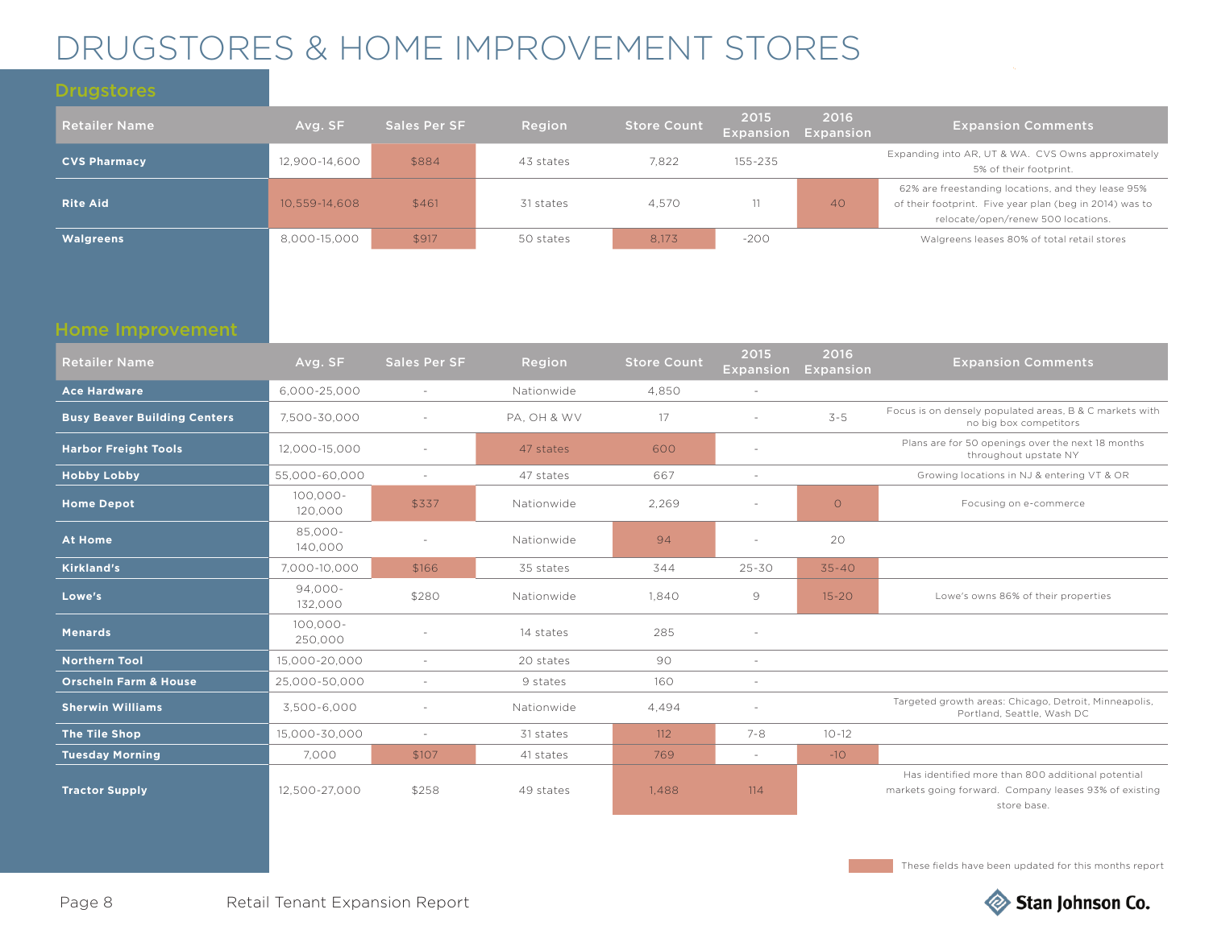# DRUGSTORES & HOME IMPROVEMENT STORES

## Drugstores

| Retailer Name | Avg. SF | Sales Per SF | Region | Store Count | 2015 Expansion | 2016 Expansion | Expansion Comments |
|---|---|---|---|---|---|---|---|
| **CVS Pharmacy** | 12,900-14,600 | $884 | 43 states | 7,822 | 155-235 | | Expanding into AR, UT & WA. CVS Owns approximately 5% of their footprint. |
| **Rite Aid** | 10,559-14,608 | $461 | 31 states | 4,570 | 11 | 40 | 62% are freestanding locations, and they lease 95% of their footprint. Five year plan (beg in 2014) was to relocate/open/renew 500 locations. |
| **Walgreens** | 8,000-15,000 | $917 | 50 states | 8,173 | -200 | | Walgreens leases 80% of total retail stores |

## Home Improvement

| Retailer Name | Avg. SF | Sales Per SF | Region | Store Count | 2015 Expansion | 2016 Expansion | Expansion Comments |
|---|---|---|---|---|---|---|---|
| **Ace Hardware** | 6,000-25,000 | - | Nationwide | 4,850 | - | | |
| **Busy Beaver Building Centers** | 7,500-30,000 | - | PA, OH & WV | 17 | - | 3-5 | Focus is on densely populated areas, B & C markets with no big box competitors |
| **Harbor Freight Tools** | 12,000-15,000 | - | 47 states | 600 | - | | Plans are for 50 openings over the next 18 months throughout upstate NY |
| **Hobby Lobby** | 55,000-60,000 | - | 47 states | 667 | - | | Growing locations in NJ & entering VT & OR |
| **Home Depot** | 100,000-120,000 | $337 | Nationwide | 2,269 | - | 0 | Focusing on e-commerce |
| **At Home** | 85,000-140,000 | - | Nationwide | 94 | - | 20 | |
| **Kirkland's** | 7,000-10,000 | $166 | 35 states | 344 | 25-30 | 35-40 | |
| **Lowe's** | 94,000-132,000 | $280 | Nationwide | 1,840 | 9 | 15-20 | Lowe's owns 86% of their properties |
| **Menards** | 100,000-250,000 | - | 14 states | 285 | - | | |
| **Northern Tool** | 15,000-20,000 | - | 20 states | 90 | - | | |
| **Orscheln Farm & House** | 25,000-50,000 | - | 9 states | 160 | - | | |
| **Sherwin Williams** | 3,500-6,000 | - | Nationwide | 4,494 | - | | Targeted growth areas: Chicago, Detroit, Minneapolis, Portland, Seattle, Wash DC |
| **The Tile Shop** | 15,000-30,000 | - | 31 states | 112 | 7-8 | 10-12 | |
| **Tuesday Morning** | 7,000 | $107 | 41 states | 769 | - | -10 | |
| **Tractor Supply** | 12,500-27,000 | $258 | 49 states | 1,488 | 114 | | Has identified more than 800 additional potential markets going forward. Company leases 93% of existing store base. |

These fields have been updated for this months report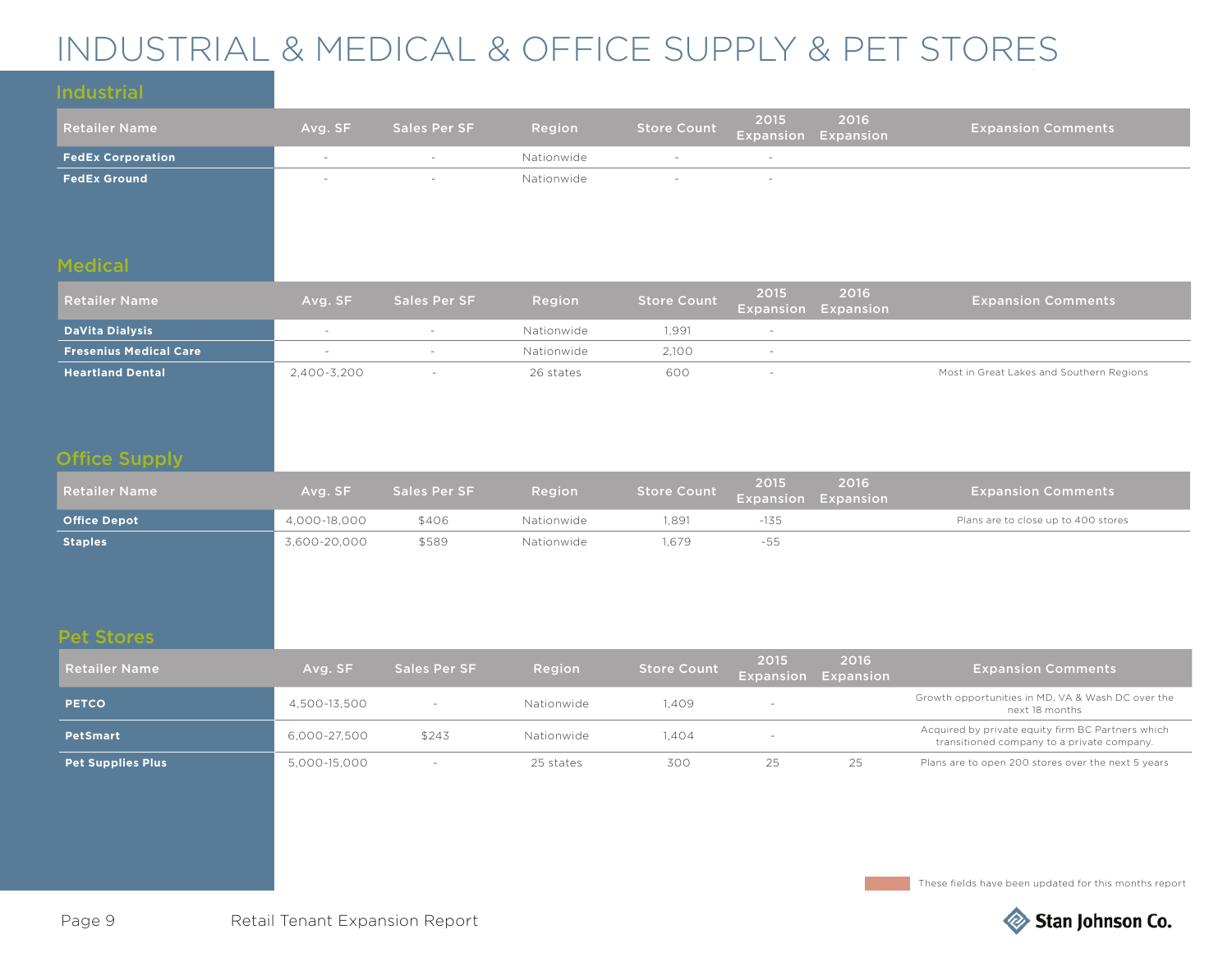# INDUSTRIAL & MEDICAL & OFFICE SUPPLY & PET STORES

## Industrial

| Retailer Name | Avg. SF | Sales Per SF | Region | Store Count | 2015 Expansion | 2016 Expansion | Expansion Comments |
|---|---|---|---|---|---|---|---|
| **FedEx Corporation** | - | - | Nationwide | - | - | | |
| **FedEx Ground** | - | - | Nationwide | - | - | | |

## Medical

| Retailer Name | Avg. SF | Sales Per SF | Region | Store Count | 2015 Expansion | 2016 Expansion | Expansion Comments |
|---|---|---|---|---|---|---|---|
| **DaVita Dialysis** | - | - | Nationwide | 1,991 | - | | |
| **Fresenius Medical Care** | - | - | Nationwide | 2,100 | - | | |
| **Heartland Dental** | 2,400-3,200 | - | 26 states | 600 | - | | Most in Great Lakes and Southern Regions |

## Office Supply

| Retailer Name | Avg. SF | Sales Per SF | Region | Store Count | 2015 Expansion | 2016 Expansion | Expansion Comments |
|---|---|---|---|---|---|---|---|
| **Office Depot** | 4,000-18,000 | $406 | Nationwide | 1,891 | -135 | | Plans are to close up to 400 stores |
| **Staples** | 3,600-20,000 | $589 | Nationwide | 1,679 | -55 | | |

## Pet Stores

| Retailer Name | Avg. SF | Sales Per SF | Region | Store Count | 2015 Expansion | 2016 Expansion | Expansion Comments |
|---|---|---|---|---|---|---|---|
| **PETCO** | 4,500-13,500 | - | Nationwide | 1,409 | - | | Growth opportunities in MD, VA & Wash DC over the next 18 months |
| **PetSmart** | 6,000-27,500 | $243 | Nationwide | 1,404 | - | | Acquired by private equity firm BC Partners which transitioned company to a private company. |
| **Pet Supplies Plus** | 5,000-15,000 | - | 25 states | 300 | 25 | 25 | Plans are to open 200 stores over the next 5 years |

These fields have been updated for this months report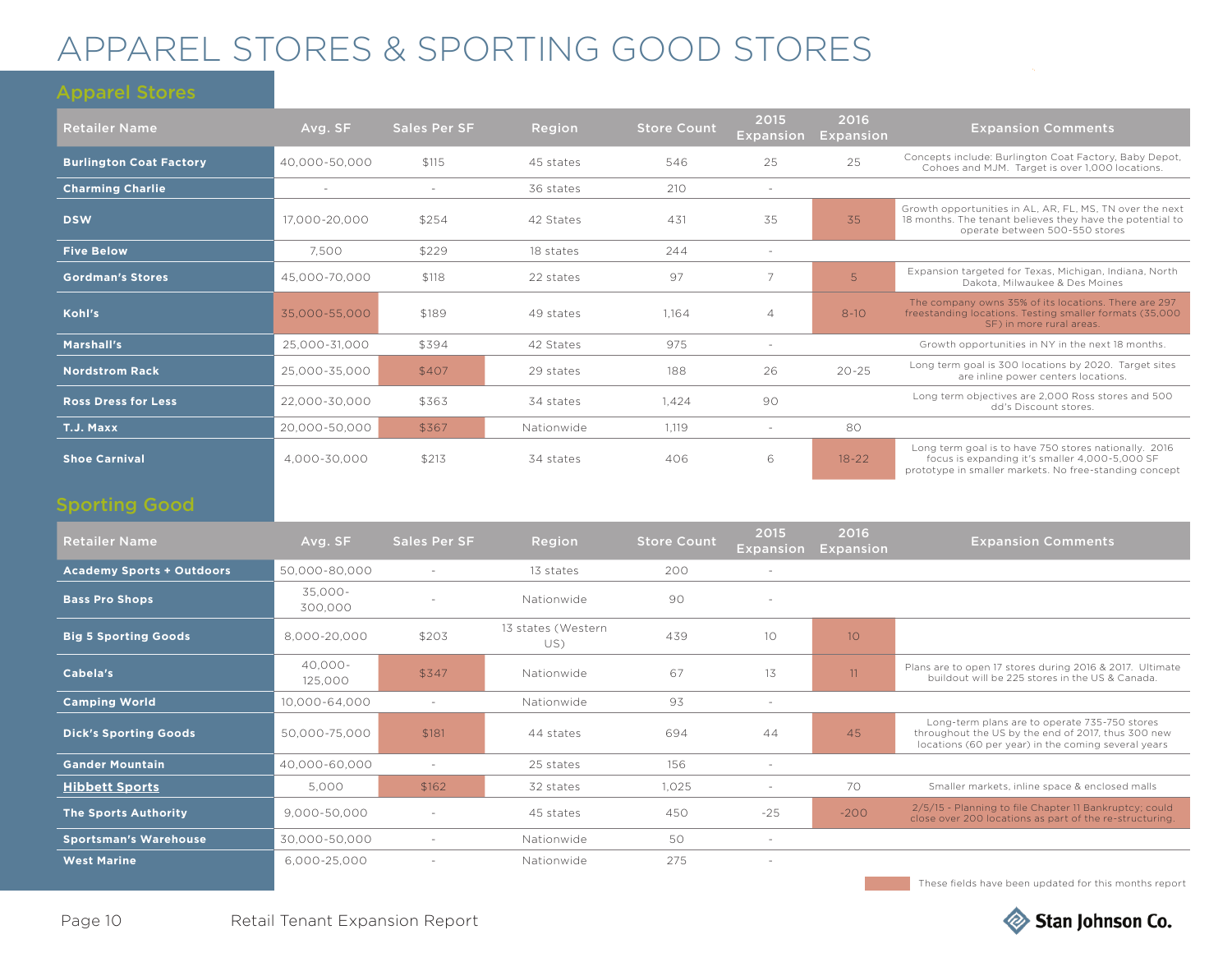# APPAREL STORES & SPORTING GOOD STORES

## Apparel Stores

| Retailer Name | Avg. SF | Sales Per SF | Region | Store Count | 2015 Expansion | 2016 Expansion | Expansion Comments |
|---|---|---|---|---|---|---|---|
| **Burlington Coat Factory** | 40,000-50,000 | $115 | 45 states | 546 | 25 | 25 | Concepts include: Burlington Coat Factory, Baby Depot, Cohoes and MJM. Target is over 1,000 locations. |
| **Charming Charlie** | - | - | 36 states | 210 | - | | |
| **DSW** | 17,000-20,000 | $254 | 42 States | 431 | 35 | 35 | Growth opportunities in AL, AR, FL, MS, TN over the next 18 months. The tenant believes they have the potential to operate between 500-550 stores |
| **Five Below** | 7,500 | $229 | 18 states | 244 | - | | |
| **Gordman's Stores** | 45,000-70,000 | $118 | 22 states | 97 | 7 | 5 | Expansion targeted for Texas, Michigan, Indiana, North Dakota, Milwaukee & Des Moines |
| **Kohl's** | 35,000-55,000 | $189 | 49 states | 1,164 | 4 | 8-10 | The company owns 35% of its locations. There are 297 freestanding locations. Testing smaller formats (35,000 SF) in more rural areas. |
| **Marshall's** | 25,000-31,000 | $394 | 42 States | 975 | - | | Growth opportunities in NY in the next 18 months. |
| **Nordstrom Rack** | 25,000-35,000 | $407 | 29 states | 188 | 26 | 20-25 | Long term goal is 300 locations by 2020. Target sites are inline power centers locations. |
| **Ross Dress for Less** | 22,000-30,000 | $363 | 34 states | 1,424 | 90 | | Long term objectives are 2,000 Ross stores and 500 dd's Discount stores. |
| **T.J. Maxx** | 20,000-50,000 | $367 | Nationwide | 1,119 | - | 80 | |
| **Shoe Carnival** | 4,000-30,000 | $213 | 34 states | 406 | 6 | 18-22 | Long term goal is to have 750 stores nationally. 2016 focus is expanding it's smaller 4,000-5,000 SF prototype in smaller markets. No free-standing concept |

## Sporting Good

| Retailer Name | Avg. SF | Sales Per SF | Region | Store Count | 2015 Expansion | 2016 Expansion | Expansion Comments |
|---|---|---|---|---|---|---|---|
| **Academy Sports + Outdoors** | 50,000-80,000 | - | 13 states | 200 | - | | |
| **Bass Pro Shops** | 35,000-300,000 | - | Nationwide | 90 | - | | |
| **Big 5 Sporting Goods** | 8,000-20,000 | $203 | 13 states (Western US) | 439 | 10 | 10 | |
| **Cabela's** | 40,000-125,000 | $347 | Nationwide | 67 | 13 | 11 | Plans are to open 17 stores during 2016 & 2017. Ultimate buildout will be 225 stores in the US & Canada. |
| **Camping World** | 10,000-64,000 | - | Nationwide | 93 | - | | |
| **Dick's Sporting Goods** | 50,000-75,000 | $181 | 44 states | 694 | 44 | 45 | Long-term plans are to operate 735-750 stores throughout the US by the end of 2017, thus 300 new locations (60 per year) in the coming several years |
| **Gander Mountain** | 40,000-60,000 | - | 25 states | 156 | - | | |
| **Hibbett Sports** | 5,000 | $162 | 32 states | 1,025 | - | 70 | Smaller markets, inline space & enclosed malls |
| **The Sports Authority** | 9,000-50,000 | - | 45 states | 450 | -25 | -200 | 2/5/15 - Planning to file Chapter 11 Bankruptcy; could close over 200 locations as part of the re-structuring. |
| **Sportsman's Warehouse** | 30,000-50,000 | - | Nationwide | 50 | - | | |
| **West Marine** | 6,000-25,000 | - | Nationwide | 275 | - | | |

These fields have been updated for this months report

Retail Tenant Expansion Report

Stan Johnson Co.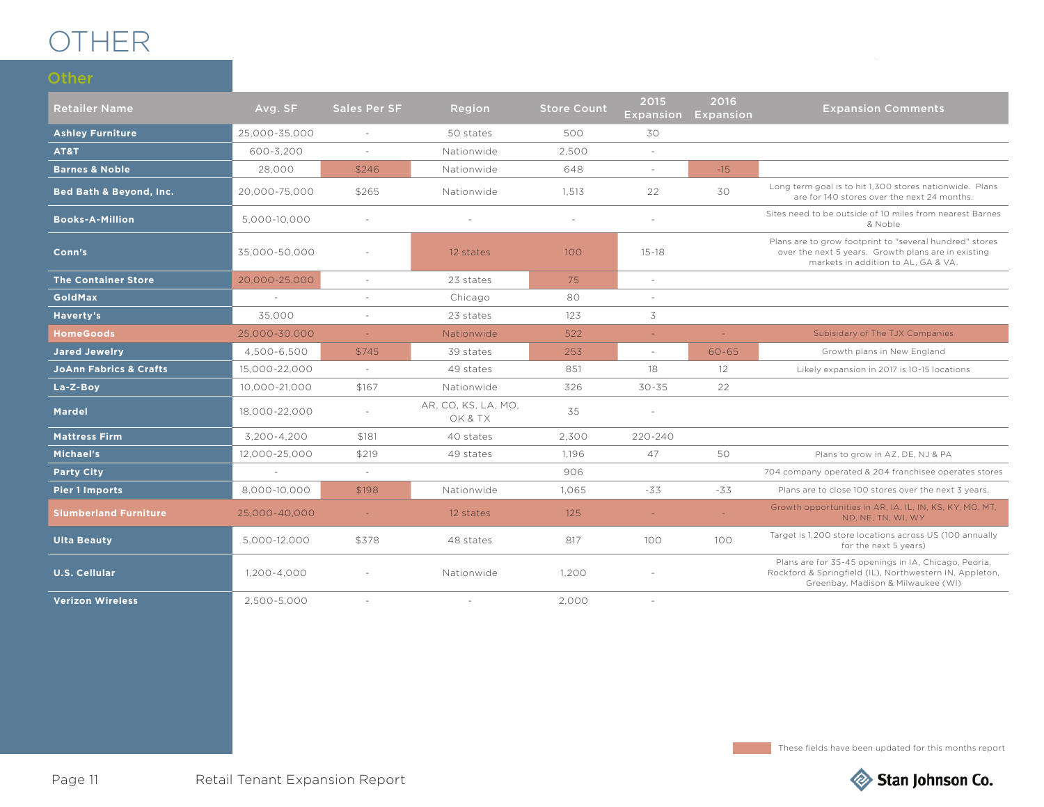# OTHER

## Other

| Retailer Name | Avg. SF | Sales Per SF | Region | Store Count | 2015 Expansion | 2016 Expansion | Expansion Comments |
|---|---|---|---|---|---|---|---|
| Ashley Furniture | 25,000-35,000 | - | 50 states | 500 | 30 | | |
| AT&T | 600-3,200 | - | Nationwide | 2,500 | - | | |
| Barnes & Noble | 28,000 | $246 | Nationwide | 648 | - | -15 | |
| Bed Bath & Beyond, Inc. | 20,000-75,000 | $265 | Nationwide | 1,513 | 22 | 30 | Long term goal is to hit 1,300 stores nationwide. Plans are for 140 stores over the next 24 months. |
| Books-A-Million | 5,000-10,000 | - | - | - | - | | Sites need to be outside of 10 miles from nearest Barnes & Noble |
| Conn's | 35,000-50,000 | - | 12 states | 100 | 15-18 | | Plans are to grow footprint to "several hundred" stores over the next 5 years. Growth plans are in existing markets in addition to AL, GA & VA. |
| The Container Store | 20,000-25,000 | - | 23 states | 75 | - | | |
| GoldMax | - | - | Chicago | 80 | - | | |
| Haverty's | 35,000 | - | 23 states | 123 | 3 | | |
| HomeGoods | 25,000-30,000 | - | Nationwide | 522 | - | - | Subisdiary of The TJX Companies |
| Jared Jewelry | 4,500-6,500 | $745 | 39 states | 253 | - | 60-65 | Growth plans in New England |
| JoAnn Fabrics & Crafts | 15,000-22,000 | - | 49 states | 851 | 18 | 12 | Likely expansion in 2017 is 10-15 locations |
| La-Z-Boy | 10,000-21,000 | $167 | Nationwide | 326 | 30-35 | 22 | |
| Mardel | 18,000-22,000 | - | AR, CO, KS, LA, MO, OK & TX | 35 | - | | |
| Mattress Firm | 3,200-4,200 | $181 | 40 states | 2,300 | 220-240 | | |
| Michael's | 12,000-25,000 | $219 | 49 states | 1,196 | 47 | 50 | Plans to grow in AZ, DE, NJ & PA |
| Party City | - | - | | 906 | | | 704 company operated & 204 franchisee operates stores |
| Pier 1 Imports | 8,000-10,000 | $198 | Nationwide | 1,065 | -33 | -33 | Plans are to close 100 stores over the next 3 years. |
| Slumberland Furniture | 25,000-40,000 | - | 12 states | 125 | - | - | Growth opportunities in AR, IA, IL, IN, KS, KY, MO, MT, ND, NE, TN, WI, WY |
| Ulta Beauty | 5,000-12,000 | $378 | 48 states | 817 | 100 | 100 | Target is 1,200 store locations across US (100 annually for the next 5 years) |
| U.S. Cellular | 1,200-4,000 | - | Nationwide | 1,200 | - | | Plans are for 35-45 openings in IA, Chicago, Peoria, Rockford & Springfield (IL), Northwestern IN, Appleton, Greenbay, Madison & Milwaukee (WI) |
| Verizon Wireless | 2,500-5,000 | - | - | 2,000 | - | | |

These fields have been updated for this months report

Retail Tenant Expansion Report

Stan Johnson Co.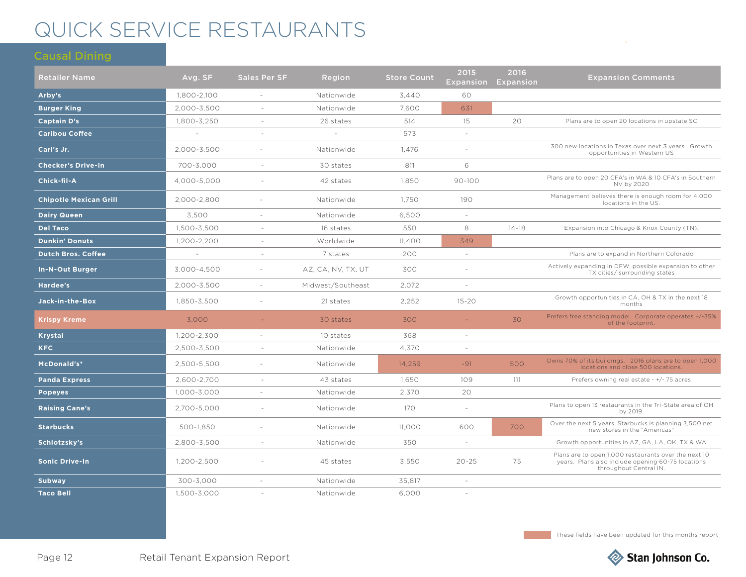# QUICK SERVICE RESTAURANTS

## Causal Dining

| Retailer Name | Avg. SF | Sales Per SF | Region | Store Count | 2015 Expansion | 2016 Expansion | Expansion Comments |
|---|---|---|---|---|---|---|---|
| Arby's | 1,800-2,100 | - | Nationwide | 3,440 | 60 | | |
| Burger King | 2,000-3,500 | - | Nationwide | 7,600 | 631 | | |
| Captain D's | 1,800-3,250 | - | 26 states | 514 | 15 | 20 | Plans are to open 20 locations in upstate SC |
| Caribou Coffee | - | - | - | 573 | - | | |
| Carl's Jr. | 2,000-3,500 | - | Nationwide | 1,476 | - | | 300 new locations in Texas over next 3 years. Growth opportunities in Western US |
| Checker's Drive-In | 700-3,000 | - | 30 states | 811 | 6 | | |
| Chick-fil-A | 4,000-5,000 | - | 42 states | 1,850 | 90-100 | | Plans are to open 20 CFA's in WA & 10 CFA's in Southern NV by 2020 |
| Chipotle Mexican Grill | 2,000-2,800 | - | Nationwide | 1,750 | 190 | | Management believes there is enough room for 4,000 locations in the US. |
| Dairy Queen | 3,500 | - | Nationwide | 6,500 | - | | |
| Del Taco | 1,500-3,500 | - | 16 states | 550 | 8 | 14-18 | Expansion into Chicago & Knox County (TN). |
| Dunkin' Donuts | 1,200-2,200 | - | Worldwide | 11,400 | 349 | | |
| Dutch Bros. Coffee | - | - | 7 states | 200 | - | | Plans are to expand in Northern Colorado |
| In-N-Out Burger | 3,000-4,500 | - | AZ, CA, NV, TX, UT | 300 | - | | Actively expanding in DFW, possible expansion to other TX cities/ surrounding states |
| Hardee's | 2,000-3,500 | - | Midwest/Southeast | 2,072 | - | | |
| Jack-in-the-Box | 1,850-3,500 | - | 21 states | 2,252 | 15-20 | | Growth opportunities in CA, OH & TX in the next 18 months |
| Krispy Kreme | 3,000 | - | 30 states | 300 | - | 30 | Prefers free standing model. Corporate operates +/-35% of the footprint. |
| Krystal | 1,200-2,300 | - | 10 states | 368 | - | | |
| KFC | 2,500-3,500 | - | Nationwide | 4,370 | - | | |
| McDonald's* | 2,500-5,500 | - | Nationwide | 14,259 | -91 | 500 | Owns 70% of its buildings. 2016 plans are to open 1,000 locations and close 500 locations. |
| Panda Express | 2,600-2,700 | - | 43 states | 1,650 | 109 | 111 | Prefers owning real estate - +/-.75 acres |
| Popeyes | 1,000-3,000 | - | Nationwide | 2,370 | 20 | | |
| Raising Cane's | 2,700-5,000 | - | Nationwide | 170 | - | | Plans to open 13 restaurants in the Tri-State area of OH by 2019. |
| Starbucks | 500-1,850 | - | Nationwide | 11,000 | 600 | 700 | Over the next 5 years, Starbucks is planning 3,500 net new stores in the "Americas" |
| Schlotzsky's | 2,800-3,500 | - | Nationwide | 350 | - | | Growth opportunities in AZ, GA, LA, OK, TX & WA |
| Sonic Drive-In | 1,200-2,500 | - | 45 states | 3,550 | 20-25 | 75 | Plans are to open 1,000 restaurants over the next 10 years. Plans also include opening 60-75 locations throughout Central IN. |
| Subway | 300-3,000 | - | Nationwide | 35,817 | - | | |
| Taco Bell | 1,500-3,000 | - | Nationwide | 6,000 | - | | |

These fields have been updated for this months report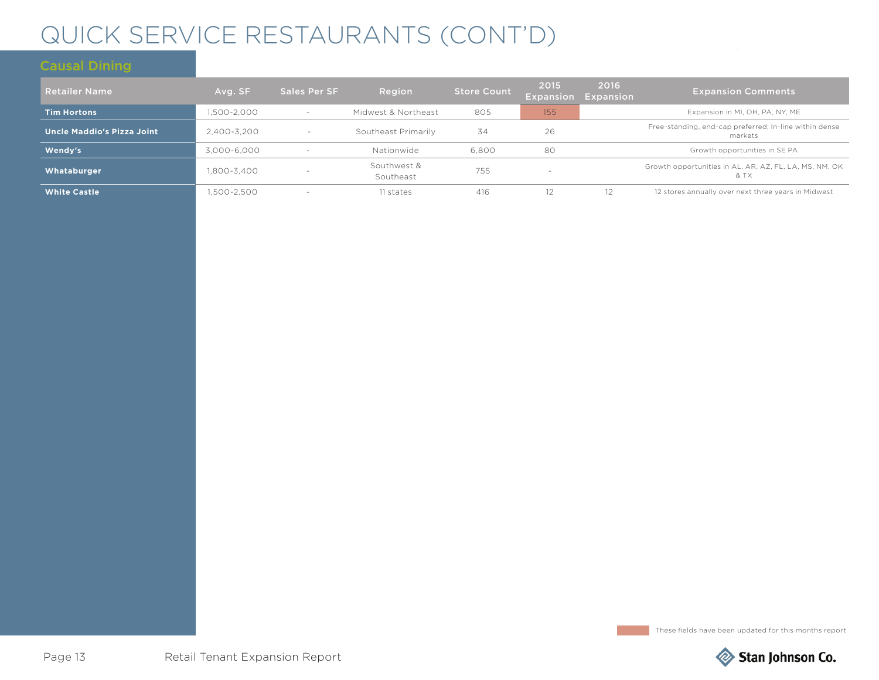# QUICK SERVICE RESTAURANTS (CONT'D)

## Causal Dining

| Retailer Name | Avg. SF | Sales Per SF | Region | Store Count | 2015 Expansion | 2016 Expansion | Expansion Comments |
|---|---|---|---|---|---|---|---|
| **Tim Hortons** | 1,500-2,000 | - | Midwest & Northeast | 805 | 155 | | Expansion in MI, OH, PA, NY, ME |
| **Uncle Maddio's Pizza Joint** | 2,400-3,200 | - | Southeast Primarily | 34 | 26 | | Free-standing, end-cap preferred; In-line within dense markets |
| **Wendy's** | 3,000-6,000 | - | Nationwide | 6,800 | 80 | | Growth opportunities in SE PA |
| **Whataburger** | 1,800-3,400 | - | Southwest & Southeast | 755 | - | | Growth opportunities in AL, AR, AZ, FL, LA, MS, NM, OK & TX |
| **White Castle** | 1,500-2,500 | - | 11 states | 416 | 12 | 12 | 12 stores annually over next three years in Midwest |

These fields have been updated for this months report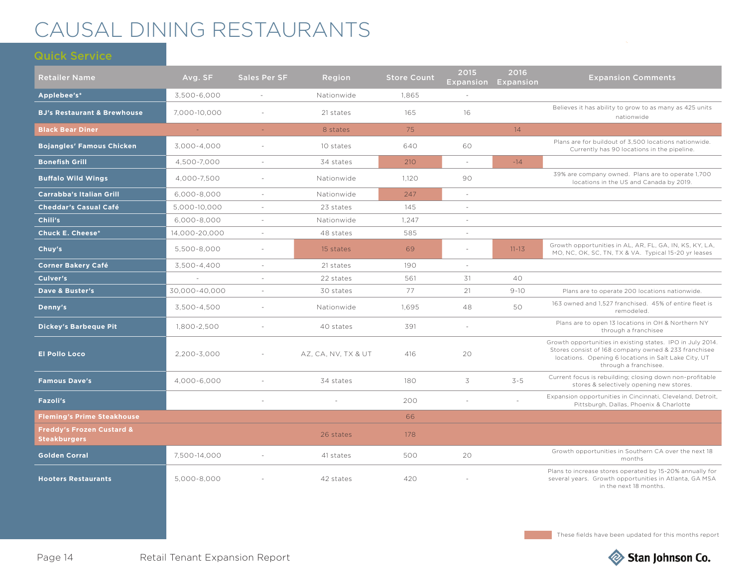# CAUSAL DINING RESTAURANTS

## Quick Service

| Retailer Name | Avg. SF | Sales Per SF | Region | Store Count | 2015 Expansion | 2016 Expansion | Expansion Comments |
|---|---|---|---|---|---|---|---|
| **Applebee's*** | 3,500-6,000 | - | Nationwide | 1,865 | - | | |
| **BJ's Restaurant & Brewhouse** | 7,000-10,000 | - | 21 states | 165 | 16 | | Believes it has ability to grow to as many as 425 units nationwide |
| **Black Bear Diner** | - | - | 8 states | 75 | | 14 | |
| **Bojangles' Famous Chicken** | 3,000-4,000 | - | 10 states | 640 | 60 | | Plans are for buildout of 3,500 locations nationwide. Currently has 90 locations in the pipeline. |
| **Bonefish Grill** | 4,500-7,000 | - | 34 states | 210 | - | -14 | |
| **Buffalo Wild Wings** | 4,000-7,500 | - | Nationwide | 1,120 | 90 | | 39% are company owned. Plans are to operate 1,700 locations in the US and Canada by 2019. |
| **Carrabba's Italian Grill** | 6,000-8,000 | - | Nationwide | 247 | - | | |
| **Cheddar's Casual Café** | 5,000-10,000 | - | 23 states | 145 | - | | |
| **Chili's** | 6,000-8,000 | - | Nationwide | 1,247 | - | | |
| **Chuck E. Cheese*** | 14,000-20,000 | - | 48 states | 585 | - | | |
| **Chuy's** | 5,500-8,000 | - | 15 states | 69 | - | 11-13 | Growth opportunities in AL, AR, FL, GA, IN, KS, KY, LA, MO, NC, OK, SC, TN, TX & VA. Typical 15-20 yr leases |
| **Corner Bakery Café** | 3,500-4,400 | - | 21 states | 190 | - | | |
| **Culver's** | - | - | 22 states | 561 | 31 | 40 | |
| **Dave & Buster's** | 30,000-40,000 | - | 30 states | 77 | 21 | 9-10 | Plans are to operate 200 locations nationwide. |
| **Denny's** | 3,500-4,500 | - | Nationwide | 1,695 | 48 | 50 | 163 owned and 1,527 franchised. 45% of entire fleet is remodeled. |
| **Dickey's Barbeque Pit** | 1,800-2,500 | - | 40 states | 391 | - | | Plans are to open 13 locations in OH & Northern NY through a franchisee |
| **El Pollo Loco** | 2,200-3,000 | - | AZ, CA, NV, TX & UT | 416 | 20 | | Growth opportunities in existing states. IPO in July 2014. Stores consist of 168 company owned & 233 franchisee locations. Opening 6 locations in Salt Lake City, UT through a franchisee. |
| **Famous Dave's** | 4,000-6,000 | - | 34 states | 180 | 3 | 3-5 | Current focus is rebuilding; closing down non-profitable stores & selectively opening new stores. |
| **Fazoli's** | | - | - | 200 | - | - | Expansion opportunities in Cincinnati, Cleveland, Detroit, Pittsburgh, Dallas, Phoenix & Charlotte |
| **Fleming's Prime Steakhouse** | | | | 66 | | | |
| **Freddy's Frozen Custard & Steakburgers** | | | 26 states | 178 | | | |
| **Golden Corral** | 7,500-14,000 | - | 41 states | 500 | 20 | | Growth opportunities in Southern CA over the next 18 months |
| **Hooters Restaurants** | 5,000-8,000 | - | 42 states | 420 | - | | Plans to increase stores operated by 15-20% annually for several years. Growth opportunities in Atlanta, GA MSA in the next 18 months. |

These fields have been updated for this months report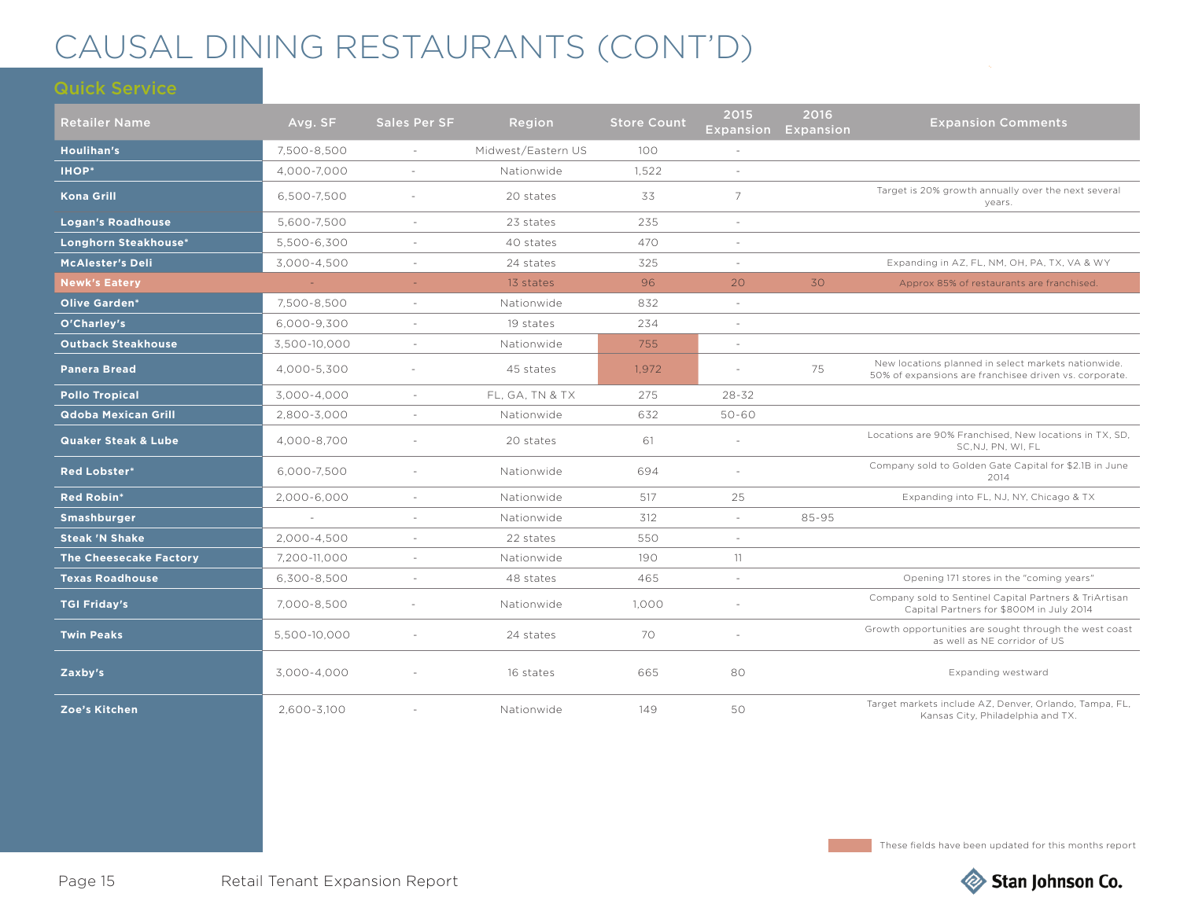# CAUSAL DINING RESTAURANTS (CONT'D)

## Quick Service

| Retailer Name | Avg. SF | Sales Per SF | Region | Store Count | 2015 Expansion | 2016 Expansion | Expansion Comments |
|---|---|---|---|---|---|---|---|
| **Houlihan's** | 7,500-8,500 | - | Midwest/Eastern US | 100 | - | | |
| **IHOP*** | 4,000-7,000 | - | Nationwide | 1,522 | - | | |
| **Kona Grill** | 6,500-7,500 | - | 20 states | 33 | 7 | | Target is 20% growth annually over the next several years. |
| **Logan's Roadhouse** | 5,600-7,500 | - | 23 states | 235 | - | | |
| **Longhorn Steakhouse*** | 5,500-6,300 | - | 40 states | 470 | - | | |
| **McAlester's Deli** | 3,000-4,500 | - | 24 states | 325 | - | | Expanding in AZ, FL, NM, OH, PA, TX, VA & WY |
| **Newk's Eatery** | - | - | 13 states | 96 | 20 | 30 | Approx 85% of restaurants are franchised. |
| **Olive Garden*** | 7,500-8,500 | - | Nationwide | 832 | - | | |
| **O'Charley's** | 6,000-9,300 | - | 19 states | 234 | - | | |
| **Outback Steakhouse** | 3,500-10,000 | - | Nationwide | 755 | - | | |
| **Panera Bread** | 4,000-5,300 | - | 45 states | 1,972 | - | 75 | New locations planned in select markets nationwide. 50% of expansions are franchisee driven vs. corporate. |
| **Pollo Tropical** | 3,000-4,000 | - | FL, GA, TN & TX | 275 | 28-32 | | |
| **Qdoba Mexican Grill** | 2,800-3,000 | - | Nationwide | 632 | 50-60 | | |
| **Quaker Steak & Lube** | 4,000-8,700 | - | 20 states | 61 | - | | Locations are 90% Franchised, New locations in TX, SD, SC,NJ, PN, WI, FL |
| **Red Lobster*** | 6,000-7,500 | - | Nationwide | 694 | - | | Company sold to Golden Gate Capital for $2.1B in June 2014 |
| **Red Robin*** | 2,000-6,000 | - | Nationwide | 517 | 25 | | Expanding into FL, NJ, NY, Chicago & TX |
| **Smashburger** | - | - | Nationwide | 312 | - | 85-95 | |
| **Steak 'N Shake** | 2,000-4,500 | - | 22 states | 550 | - | | |
| **The Cheesecake Factory** | 7,200-11,000 | - | Nationwide | 190 | 11 | | |
| **Texas Roadhouse** | 6,300-8,500 | - | 48 states | 465 | - | | Opening 171 stores in the "coming years" |
| **TGI Friday's** | 7,000-8,500 | - | Nationwide | 1,000 | - | | Company sold to Sentinel Capital Partners & TriArtisan Capital Partners for $800M in July 2014 |
| **Twin Peaks** | 5,500-10,000 | - | 24 states | 70 | - | | Growth opportunities are sought through the west coast as well as NE corridor of US |
| **Zaxby's** | 3,000-4,000 | - | 16 states | 665 | 80 | | Expanding westward |
| **Zoe's Kitchen** | 2,600-3,100 | - | Nationwide | 149 | 50 | | Target markets include AZ, Denver, Orlando, Tampa, FL, Kansas City, Philadelphia and TX. |

These fields have been updated for this months report

Retail Tenant Expansion Report

Stan Johnson Co.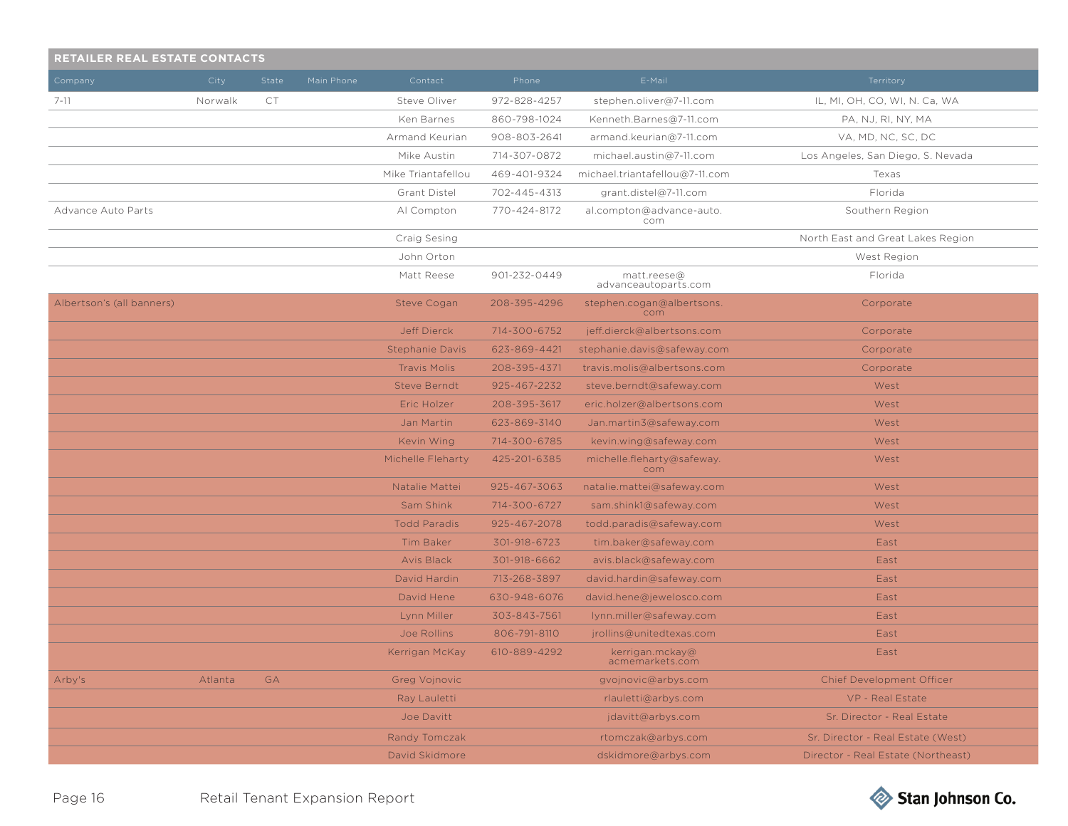## RETAILER REAL ESTATE CONTACTS

| Company | City | State | Main Phone | Contact | Phone | E-Mail | Territory |
|---|---|---|---|---|---|---|---|
| 7-11 | Norwalk | CT | | Steve Oliver | 972-828-4257 | stephen.oliver@7-11.com | IL, MI, OH, CO, WI, N. Ca, WA |
| | | | | Ken Barnes | 860-798-1024 | Kenneth.Barnes@7-11.com | PA, NJ, RI, NY, MA |
| | | | | Armand Keurian | 908-803-2641 | armand.keurian@7-11.com | VA, MD, NC, SC, DC |
| | | | | Mike Austin | 714-307-0872 | michael.austin@7-11.com | Los Angeles, San Diego, S. Nevada |
| | | | | Mike Triantafellou | 469-401-9324 | michael.triantafellou@7-11.com | Texas |
| | | | | Grant Distel | 702-445-4313 | grant.distel@7-11.com | Florida |
| Advance Auto Parts | | | | Al Compton | 770-424-8172 | al.compton@advance-auto.com | Southern Region |
| | | | | Craig Sesing | | | North East and Great Lakes Region |
| | | | | John Orton | | | West Region |
| | | | | Matt Reese | 901-232-0449 | matt.reese@advanceautoparts.com | Florida |
| Albertson's (all banners) | | | | Steve Cogan | 208-395-4296 | stephen.cogan@albertsons.com | Corporate |
| | | | | Jeff Dierck | 714-300-6752 | jeff.dierck@albertsons.com | Corporate |
| | | | | Stephanie Davis | 623-869-4421 | stephanie.davis@safeway.com | Corporate |
| | | | | Travis Molis | 208-395-4371 | travis.molis@albertsons.com | Corporate |
| | | | | Steve Berndt | 925-467-2232 | steve.berndt@safeway.com | West |
| | | | | Eric Holzer | 208-395-3617 | eric.holzer@albertsons.com | West |
| | | | | Jan Martin | 623-869-3140 | Jan.martin3@safeway.com | West |
| | | | | Kevin Wing | 714-300-6785 | kevin.wing@safeway.com | West |
| | | | | Michelle Fleharty | 425-201-6385 | michelle.fleharty@safeway.com | West |
| | | | | Natalie Mattei | 925-467-3063 | natalie.mattei@safeway.com | West |
| | | | | Sam Shink | 714-300-6727 | sam.shink1@safeway.com | West |
| | | | | Todd Paradis | 925-467-2078 | todd.paradis@safeway.com | West |
| | | | | Tim Baker | 301-918-6723 | tim.baker@safeway.com | East |
| | | | | Avis Black | 301-918-6662 | avis.black@safeway.com | East |
| | | | | David Hardin | 713-268-3897 | david.hardin@safeway.com | East |
| | | | | David Hene | 630-948-6076 | david.hene@jewelosco.com | East |
| | | | | Lynn Miller | 303-843-7561 | lynn.miller@safeway.com | East |
| | | | | Joe Rollins | 806-791-8110 | jrollins@unitedtexas.com | East |
| | | | | Kerrigan McKay | 610-889-4292 | kerrigan.mckay@acmemarkets.com | East |
| Arby's | Atlanta | GA | | Greg Vojnovic | | gvojnovic@arbys.com | Chief Development Officer |
| | | | | Ray Lauletti | | rlauletti@arbys.com | VP - Real Estate |
| | | | | Joe Davitt | | jdavitt@arbys.com | Sr. Director - Real Estate |
| | | | | Randy Tomczak | | rtomczak@arbys.com | Sr. Director - Real Estate (West) |
| | | | | David Skidmore | | dskidmore@arbys.com | Director - Real Estate (Northeast) |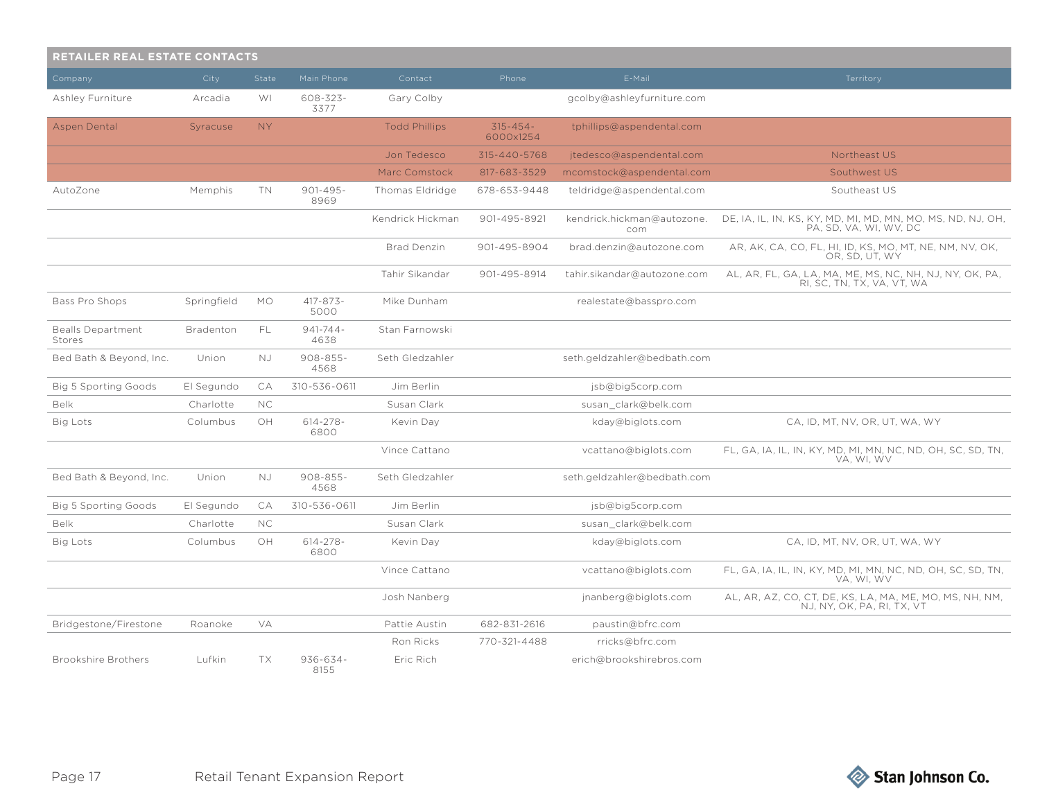## RETAILER REAL ESTATE CONTACTS

| Company | City | State | Main Phone | Contact | Phone | E-Mail | Territory |
|---|---|---|---|---|---|---|---|
| Ashley Furniture | Arcadia | WI | 608-323-3377 | Gary Colby | | gcolby@ashleyfurniture.com | |
| Aspen Dental | Syracuse | NY | | Todd Phillips | 315-454-6000x1254 | tphillips@aspendental.com | |
| | | | | Jon Tedesco | 315-440-5768 | jtedesco@aspendental.com | Northeast US |
| | | | | Marc Comstock | 817-683-3529 | mcomstock@aspendental.com | Southwest US |
| AutoZone | Memphis | TN | 901-495-8969 | Thomas Eldridge | 678-653-9448 | teldridge@aspendental.com | Southeast US |
| | | | | Kendrick Hickman | 901-495-8921 | kendrick.hickman@autozone.com | DE, IA, IL, IN, KS, KY, MD, MI, MD, MN, MO, MS, ND, NJ, OH, PA, SD, VA, WI, WV, DC |
| | | | | Brad Denzin | 901-495-8904 | brad.denzin@autozone.com | AR, AK, CA, CO, FL, HI, ID, KS, MO, MT, NE, NM, NV, OK, OR, SD, UT, WY |
| | | | | Tahir Sikandar | 901-495-8914 | tahir.sikandar@autozone.com | AL, AR, FL, GA, LA, MA, ME, MS, NC, NH, NJ, NY, OK, PA, RI, SC, TN, TX, VA, VT, WA |
| Bass Pro Shops | Springfield | MO | 417-873-5000 | Mike Dunham | | realestate@basspro.com | |
| Bealls Department Stores | Bradenton | FL | 941-744-4638 | Stan Farnowski | | | |
| Bed Bath & Beyond, Inc. | Union | NJ | 908-855-4568 | Seth Gledzahler | | seth.geldzahler@bedbath.com | |
| Big 5 Sporting Goods | El Segundo | CA | 310-536-0611 | Jim Berlin | | jsb@big5corp.com | |
| Belk | Charlotte | NC | | Susan Clark | | susan_clark@belk.com | |
| Big Lots | Columbus | OH | 614-278-6800 | Kevin Day | | kday@biglots.com | CA, ID, MT, NV, OR, UT, WA, WY |
| | | | | Vince Cattano | | vcattano@biglots.com | FL, GA, IA, IL, IN, KY, MD, MI, MN, NC, ND, OH, SC, SD, TN, VA, WI, WV |
| Bed Bath & Beyond, Inc. | Union | NJ | 908-855-4568 | Seth Gledzahler | | seth.geldzahler@bedbath.com | |
| Big 5 Sporting Goods | El Segundo | CA | 310-536-0611 | Jim Berlin | | jsb@big5corp.com | |
| Belk | Charlotte | NC | | Susan Clark | | susan_clark@belk.com | |
| Big Lots | Columbus | OH | 614-278-6800 | Kevin Day | | kday@biglots.com | CA, ID, MT, NV, OR, UT, WA, WY |
| | | | | Vince Cattano | | vcattano@biglots.com | FL, GA, IA, IL, IN, KY, MD, MI, MN, NC, ND, OH, SC, SD, TN, VA, WI, WV |
| | | | | Josh Nanberg | | jnanberg@biglots.com | AL, AR, AZ, CO, CT, DE, KS, LA, MA, ME, MO, MS, NH, NM, NJ, NY, OK, PA, RI, TX, VT |
| Bridgestone/Firestone | Roanoke | VA | | Pattie Austin | 682-831-2616 | paustin@bfrc.com | |
| | | | | Ron Ricks | 770-321-4488 | rricks@bfrc.com | |
| Brookshire Brothers | Lufkin | TX | 936-634-8155 | Eric Rich | | erich@brookshirebros.com | |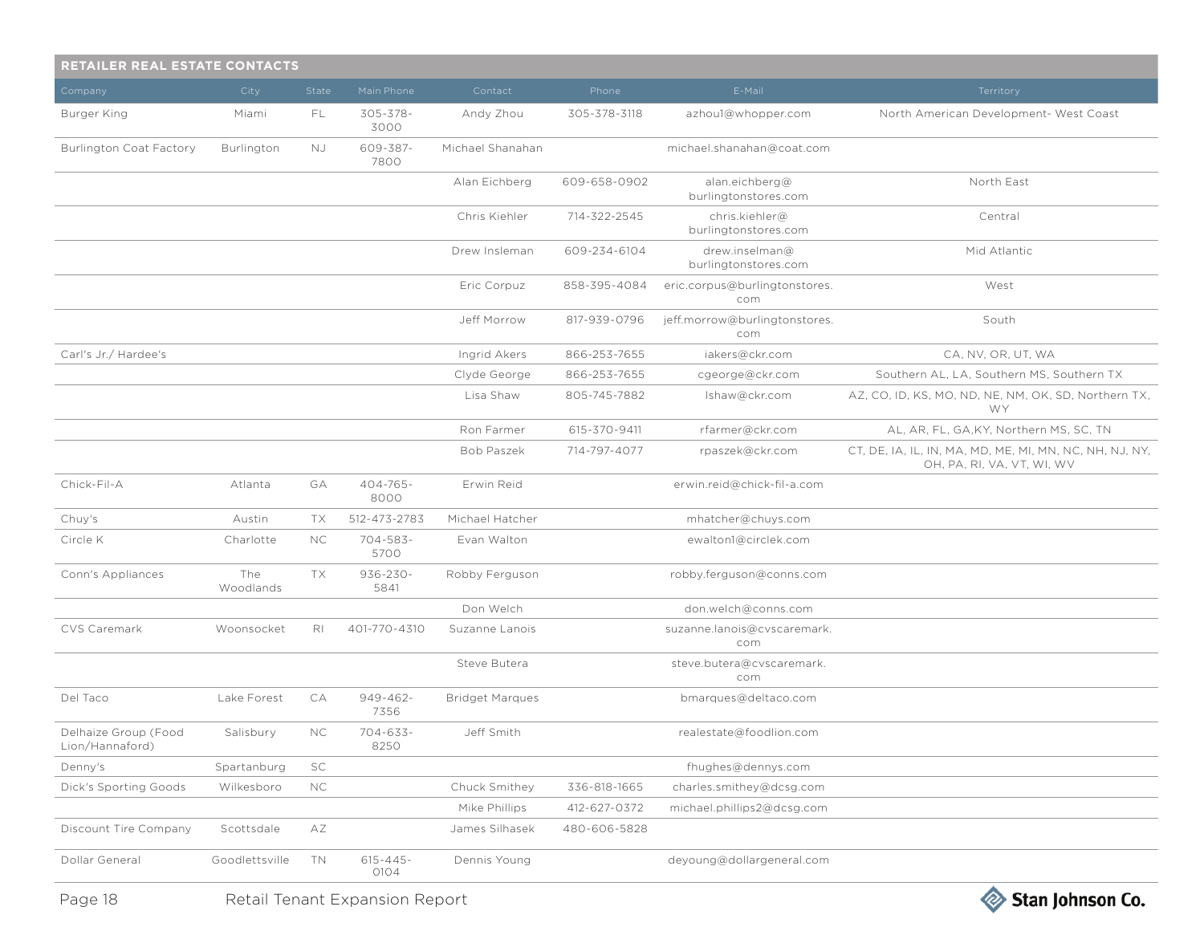## RETAILER REAL ESTATE CONTACTS

| Company | City | State | Main Phone | Contact | Phone | E-Mail | Territory |
|---|---|---|---|---|---|---|---|
| Burger King | Miami | FL | 305-378-3000 | Andy Zhou | 305-378-3118 | azhou1@whopper.com | North American Development- West Coast |
| Burlington Coat Factory | Burlington | NJ | 609-387-7800 | Michael Shanahan | | michael.shanahan@coat.com | |
| | | | | Alan Eichberg | 609-658-0902 | alan.eichberg@burlingtonstores.com | North East |
| | | | | Chris Kiehler | 714-322-2545 | chris.kiehler@burlingtonstores.com | Central |
| | | | | Drew Insleman | 609-234-6104 | drew.inselman@burlingtonstores.com | Mid Atlantic |
| | | | | Eric Corpuz | 858-395-4084 | eric.corpus@burlingtonstores.com | West |
| | | | | Jeff Morrow | 817-939-0796 | jeff.morrow@burlingtonstores.com | South |
| Carl's Jr./ Hardee's | | | | Ingrid Akers | 866-253-7655 | iakers@ckr.com | CA, NV, OR, UT, WA |
| | | | | Clyde George | 866-253-7655 | cgeorge@ckr.com | Southern AL, LA, Southern MS, Southern TX |
| | | | | Lisa Shaw | 805-745-7882 | lshaw@ckr.com | AZ, CO, ID, KS, MO, ND, NE, NM, OK, SD, Northern TX, WY |
| | | | | Ron Farmer | 615-370-9411 | rfarmer@ckr.com | AL, AR, FL, GA,KY, Northern MS, SC, TN |
| | | | | Bob Paszek | 714-797-4077 | rpaszek@ckr.com | CT, DE, IA, IL, IN, MA, MD, ME, MI, MN, NC, NH, NJ, NY, OH, PA, RI, VA, VT, WI, WV |
| Chick-Fil-A | Atlanta | GA | 404-765-8000 | Erwin Reid | | erwin.reid@chick-fil-a.com | |
| Chuy's | Austin | TX | 512-473-2783 | Michael Hatcher | | mhatcher@chuys.com | |
| Circle K | Charlotte | NC | 704-583-5700 | Evan Walton | | ewalton1@circlek.com | |
| Conn's Appliances | The Woodlands | TX | 936-230-5841 | Robby Ferguson | | robby.ferguson@conns.com | |
| | | | | Don Welch | | don.welch@conns.com | |
| CVS Caremark | Woonsocket | RI | 401-770-4310 | Suzanne Lanois | | suzanne.lanois@cvscaremark.com | |
| | | | | Steve Butera | | steve.butera@cvscaremark.com | |
| Del Taco | Lake Forest | CA | 949-462-7356 | Bridget Marques | | bmarques@deltaco.com | |
| Delhaize Group (Food Lion/Hannaford) | Salisbury | NC | 704-633-8250 | Jeff Smith | | realestate@foodlion.com | |
| Denny's | Spartanburg | SC | | | | fhughes@dennys.com | |
| Dick's Sporting Goods | Wilkesboro | NC | | Chuck Smithey | 336-818-1665 | charles.smithey@dcsg.com | |
| | | | | Mike Phillips | 412-627-0372 | michael.phillips2@dcsg.com | |
| Discount Tire Company | Scottsdale | AZ | | James Silhasek | 480-606-5828 | | |
| Dollar General | Goodlettsville | TN | 615-445-0104 | Dennis Young | | deyoung@dollargeneral.com | |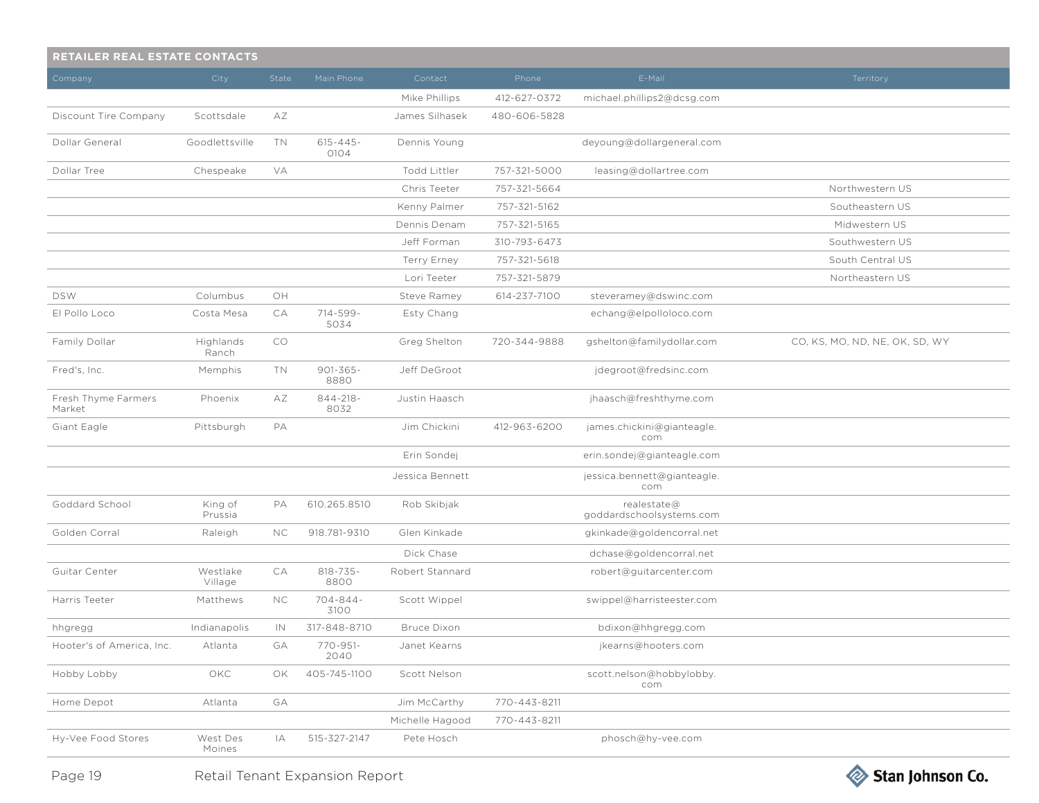## RETAILER REAL ESTATE CONTACTS

| Company | City | State | Main Phone | Contact | Phone | E-Mail | Territory |
|---|---|---|---|---|---|---|---|
| | | | | Mike Phillips | 412-627-0372 | michael.phillips2@dcsg.com | |
| Discount Tire Company | Scottsdale | AZ | | James Silhasek | 480-606-5828 | | |
| Dollar General | Goodlettsville | TN | 615-445-0104 | Dennis Young | | deyoung@dollargeneral.com | |
| Dollar Tree | Chespeake | VA | | Todd Littler | 757-321-5000 | leasing@dollartree.com | |
| | | | | Chris Teeter | 757-321-5664 | | Northwestern US |
| | | | | Kenny Palmer | 757-321-5162 | | Southeastern US |
| | | | | Dennis Denam | 757-321-5165 | | Midwestern US |
| | | | | Jeff Forman | 310-793-6473 | | Southwestern US |
| | | | | Terry Erney | 757-321-5618 | | South Central US |
| | | | | Lori Teeter | 757-321-5879 | | Northeastern US |
| DSW | Columbus | OH | | Steve Ramey | 614-237-7100 | steveramey@dswinc.com | |
| El Pollo Loco | Costa Mesa | CA | 714-599-5034 | Esty Chang | | echang@elpolloloco.com | |
| Family Dollar | Highlands Ranch | CO | | Greg Shelton | 720-344-9888 | gshelton@familydollar.com | CO, KS, MO, ND, NE, OK, SD, WY |
| Fred's, Inc. | Memphis | TN | 901-365-8880 | Jeff DeGroot | | jdegroot@fredsinc.com | |
| Fresh Thyme Farmers Market | Phoenix | AZ | 844-218-8032 | Justin Haasch | | jhaasch@freshthyme.com | |
| Giant Eagle | Pittsburgh | PA | | Jim Chickini | 412-963-6200 | james.chickini@gianteagle.com | |
| | | | | Erin Sondej | | erin.sondej@gianteagle.com | |
| | | | | Jessica Bennett | | jessica.bennett@gianteagle.com | |
| Goddard School | King of Prussia | PA | 610.265.8510 | Rob Skibjak | | realestate@goddardschoolsystems.com | |
| Golden Corral | Raleigh | NC | 918.781-9310 | Glen Kinkade | | gkinkade@goldencorral.net | |
| | | | | Dick Chase | | dchase@goldencorral.net | |
| Guitar Center | Westlake Village | CA | 818-735-8800 | Robert Stannard | | robert@guitarcenter.com | |
| Harris Teeter | Matthews | NC | 704-844-3100 | Scott Wippel | | swippel@harristeester.com | |
| hhgregg | Indianapolis | IN | 317-848-8710 | Bruce Dixon | | bdixon@hhgregg.com | |
| Hooter's of America, Inc. | Atlanta | GA | 770-951-2040 | Janet Kearns | | jkearns@hooters.com | |
| Hobby Lobby | OKC | OK | 405-745-1100 | Scott Nelson | | scott.nelson@hobbylobby.com | |
| Home Depot | Atlanta | GA | | Jim McCarthy | 770-443-8211 | | |
| | | | | Michelle Hagood | 770-443-8211 | | |
| Hy-Vee Food Stores | West Des Moines | IA | 515-327-2147 | Pete Hosch | | phosch@hy-vee.com | |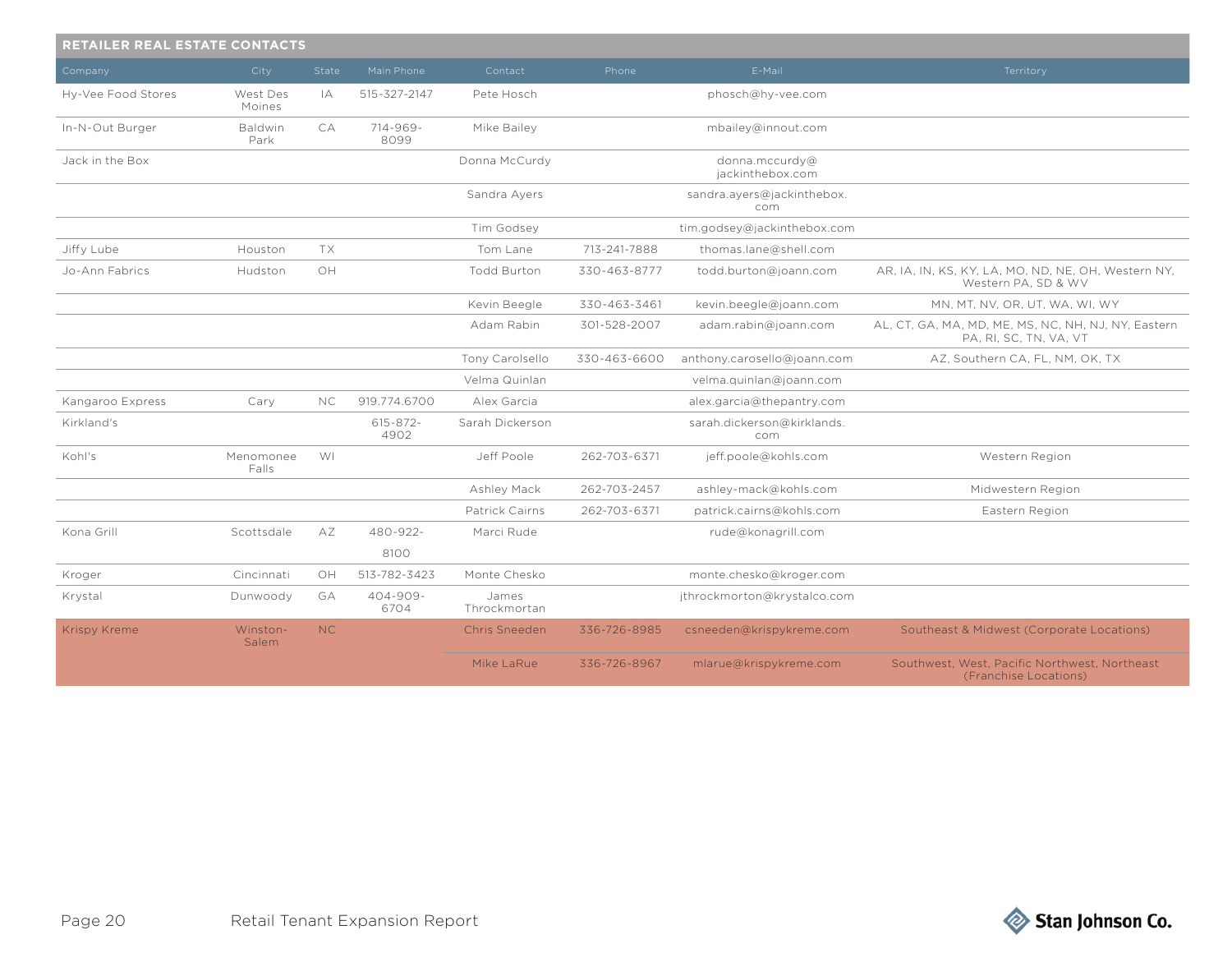## RETAILER REAL ESTATE CONTACTS

| Company | City | State | Main Phone | Contact | Phone | E-Mail | Territory |
|---|---|---|---|---|---|---|---|
| Hy-Vee Food Stores | West Des Moines | IA | 515-327-2147 | Pete Hosch | | phosch@hy-vee.com | |
| In-N-Out Burger | Baldwin Park | CA | 714-969-8099 | Mike Bailey | | mbailey@innout.com | |
| Jack in the Box | | | | Donna McCurdy | | donna.mccurdy@jackinthebox.com | |
| | | | | Sandra Ayers | | sandra.ayers@jackinthebox.com | |
| | | | | Tim Godsey | | tim.godsey@jackinthebox.com | |
| Jiffy Lube | Houston | TX | | Tom Lane | 713-241-7888 | thomas.lane@shell.com | |
| Jo-Ann Fabrics | Hudston | OH | | Todd Burton | 330-463-8777 | todd.burton@joann.com | AR, IA, IN, KS, KY, LA, MO, ND, NE, OH, Western NY, Western PA, SD & WV |
| | | | | Kevin Beegle | 330-463-3461 | kevin.beegle@joann.com | MN, MT, NV, OR, UT, WA, WI, WY |
| | | | | Adam Rabin | 301-528-2007 | adam.rabin@joann.com | AL, CT, GA, MA, MD, ME, MS, NC, NH, NJ, NY, Eastern PA, RI, SC, TN, VA, VT |
| | | | | Tony Carolsello | 330-463-6600 | anthony.carosello@joann.com | AZ, Southern CA, FL, NM, OK, TX |
| | | | | Velma Quinlan | | velma.quinlan@joann.com | |
| Kangaroo Express | Cary | NC | 919.774.6700 | Alex Garcia | | alex.garcia@thepantry.com | |
| Kirkland's | | | 615-872-4902 | Sarah Dickerson | | sarah.dickerson@kirklands.com | |
| Kohl's | Menomonee Falls | WI | | Jeff Poole | 262-703-6371 | jeff.poole@kohls.com | Western Region |
| | | | | Ashley Mack | 262-703-2457 | ashley-mack@kohls.com | Midwestern Region |
| | | | | Patrick Cairns | 262-703-6371 | patrick.cairns@kohls.com | Eastern Region |
| Kona Grill | Scottsdale | AZ | 480-922-8100 | Marci Rude | | rude@konagrill.com | |
| Kroger | Cincinnati | OH | 513-782-3423 | Monte Chesko | | monte.chesko@kroger.com | |
| Krystal | Dunwoody | GA | 404-909-6704 | James Throckmortan | | jthrockmorton@krystalco.com | |
| Krispy Kreme | Winston-Salem | NC | | Chris Sneeden | 336-726-8985 | csneeden@krispykreme.com | Southeast & Midwest (Corporate Locations) |
| | | | | Mike LaRue | 336-726-8967 | mlarue@krispykreme.com | Southwest, West, Pacific Northwest, Northeast (Franchise Locations) |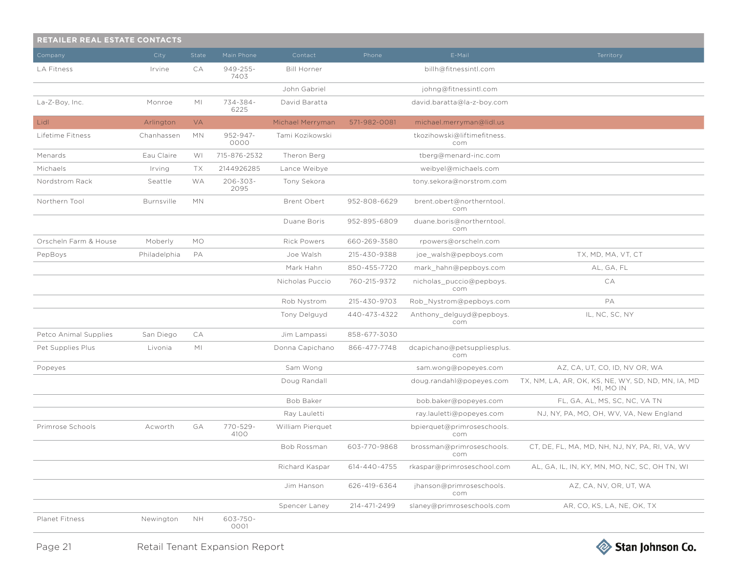## RETAILER REAL ESTATE CONTACTS

| Company | City | State | Main Phone | Contact | Phone | E-Mail | Territory |
|---|---|---|---|---|---|---|---|
| LA Fitness | Irvine | CA | 949-255-7403 | Bill Horner | | billh@fitnessintl.com | |
| | | | | John Gabriel | | johng@fitnessintl.com | |
| La-Z-Boy, Inc. | Monroe | MI | 734-384-6225 | David Baratta | | david.baratta@la-z-boy.com | |
| Lidl | Arlington | VA | | Michael Merryman | 571-982-0081 | michael.merryman@lidl.us | |
| Lifetime Fitness | Chanhassen | MN | 952-947-0000 | Tami Kozikowski | | tkozihowski@liftimefitness.com | |
| Menards | Eau Claire | WI | 715-876-2532 | Theron Berg | | tberg@menard-inc.com | |
| Michaels | Irving | TX | 2144926285 | Lance Weibye | | weibyel@michaels.com | |
| Nordstrom Rack | Seattle | WA | 206-303-2095 | Tony Sekora | | tony.sekora@norstrom.com | |
| Northern Tool | Burnsville | MN | | Brent Obert | 952-808-6629 | brent.obert@northerntool.com | |
| | | | | Duane Boris | 952-895-6809 | duane.boris@northerntool.com | |
| Orscheln Farm & House | Moberly | MO | | Rick Powers | 660-269-3580 | rpowers@orscheln.com | |
| PepBoys | Philadelphia | PA | | Joe Walsh | 215-430-9388 | joe_walsh@pepboys.com | TX, MD, MA, VT, CT |
| | | | | Mark Hahn | 850-455-7720 | mark_hahn@pepboys.com | AL, GA, FL |
| | | | | Nicholas Puccio | 760-215-9372 | nicholas_puccio@pepboys.com | CA |
| | | | | Rob Nystrom | 215-430-9703 | Rob_Nystrom@pepboys.com | PA |
| | | | | Tony Delguyd | 440-473-4322 | Anthony_delguyd@pepboys.com | IL, NC, SC, NY |
| Petco Animal Supplies | San Diego | CA | | Jim Lampassi | 858-677-3030 | | |
| Pet Supplies Plus | Livonia | MI | | Donna Capichano | 866-477-7748 | dcapichano@petsuppliesplus.com | |
| Popeyes | | | | Sam Wong | | sam.wong@popeyes.com | AZ, CA, UT, CO, ID, NV OR, WA |
| | | | | Doug Randall | | doug.randahl@popeyes.com | TX, NM, LA, AR, OK, KS, NE, WY, SD, ND, MN, IA, MD MI, MO IN |
| | | | | Bob Baker | | bob.baker@popeyes.com | FL, GA, AL, MS, SC, NC, VA TN |
| | | | | Ray Lauletti | | ray.lauletti@popeyes.com | NJ, NY, PA, MO, OH, WV, VA, New England |
| Primrose Schools | Acworth | GA | 770-529-4100 | William Pierquet | | bpierquet@primroseschools.com | |
| | | | | Bob Rossman | 603-770-9868 | brossman@primroseschools.com | CT, DE, FL, MA, MD, NH, NJ, NY, PA, RI, VA, WV |
| | | | | Richard Kaspar | 614-440-4755 | rkaspar@primroseschool.com | AL, GA, IL, IN, KY, MN, MO, NC, SC, OH TN, WI |
| | | | | Jim Hanson | 626-419-6364 | jhanson@primroseschools.com | AZ, CA, NV, OR, UT, WA |
| | | | | Spencer Laney | 214-471-2499 | slaney@primroseschools.com | AR, CO, KS, LA, NE, OK, TX |
| Planet Fitness | Newington | NH | 603-750-0001 | | | | |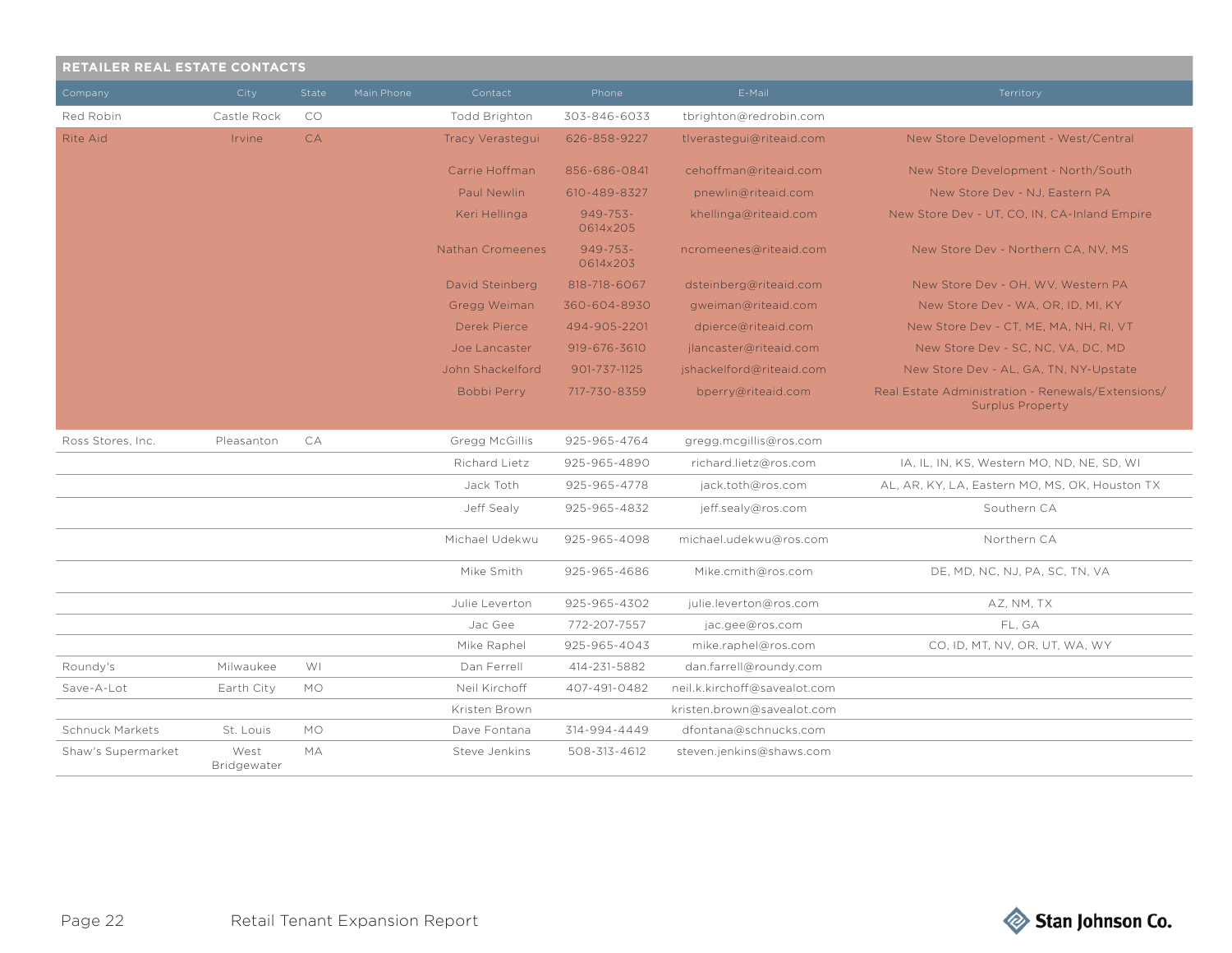## RETAILER REAL ESTATE CONTACTS

| Company | City | State | Main Phone | Contact | Phone | E-Mail | Territory |
|---|---|---|---|---|---|---|---|
| Red Robin | Castle Rock | CO | | Todd Brighton | 303-846-6033 | tbrighton@redrobin.com | |
| Rite Aid | Irvine | CA | | Tracy Verastegui | 626-858-9227 | tlverastegui@riteaid.com | New Store Development - West/Central |
| | | | | Carrie Hoffman | 856-686-0841 | cehoffman@riteaid.com | New Store Development - North/South |
| | | | | Paul Newlin | 610-489-8327 | pnewlin@riteaid.com | New Store Dev - NJ, Eastern PA |
| | | | | Keri Hellinga | 949-753-0614x205 | khellinga@riteaid.com | New Store Dev - UT, CO, IN, CA-Inland Empire |
| | | | | Nathan Cromeenes | 949-753-0614x203 | ncromeenes@riteaid.com | New Store Dev - Northern CA, NV, MS |
| | | | | David Steinberg | 818-718-6067 | dsteinberg@riteaid.com | New Store Dev - OH, WV, Western PA |
| | | | | Gregg Weiman | 360-604-8930 | gweiman@riteaid.com | New Store Dev - WA, OR, ID, MI, KY |
| | | | | Derek Pierce | 494-905-2201 | dpierce@riteaid.com | New Store Dev - CT, ME, MA, NH, RI, VT |
| | | | | Joe Lancaster | 919-676-3610 | jlancaster@riteaid.com | New Store Dev - SC, NC, VA, DC, MD |
| | | | | John Shackelford | 901-737-1125 | jshackelford@riteaid.com | New Store Dev - AL, GA, TN, NY-Upstate |
| | | | | Bobbi Perry | 717-730-8359 | bperry@riteaid.com | Real Estate Administration - Renewals/Extensions/Surplus Property |
| Ross Stores, Inc. | Pleasanton | CA | | Gregg McGillis | 925-965-4764 | gregg.mcgillis@ros.com | |
| | | | | Richard Lietz | 925-965-4890 | richard.lietz@ros.com | IA, IL, IN, KS, Western MO, ND, NE, SD, WI |
| | | | | Jack Toth | 925-965-4778 | jack.toth@ros.com | AL, AR, KY, LA, Eastern MO, MS, OK, Houston TX |
| | | | | Jeff Sealy | 925-965-4832 | jeff.sealy@ros.com | Southern CA |
| | | | | Michael Udekwu | 925-965-4098 | michael.udekwu@ros.com | Northern CA |
| | | | | Mike Smith | 925-965-4686 | Mike.cmith@ros.com | DE, MD, NC, NJ, PA, SC, TN, VA |
| | | | | Julie Leverton | 925-965-4302 | julie.leverton@ros.com | AZ, NM, TX |
| | | | | Jac Gee | 772-207-7557 | jac.gee@ros.com | FL, GA |
| | | | | Mike Raphel | 925-965-4043 | mike.raphel@ros.com | CO, ID, MT, NV, OR, UT, WA, WY |
| Roundy's | Milwaukee | WI | | Dan Ferrell | 414-231-5882 | dan.farrell@roundy.com | |
| Save-A-Lot | Earth City | MO | | Neil Kirchoff | 407-491-0482 | neil.k.kirchoff@savealot.com | |
| | | | | Kristen Brown | | kristen.brown@savealot.com | |
| Schnuck Markets | St. Louis | MO | | Dave Fontana | 314-994-4449 | dfontana@schnucks.com | |
| Shaw's Supermarket | West Bridgewater | MA | | Steve Jenkins | 508-313-4612 | steven.jenkins@shaws.com | |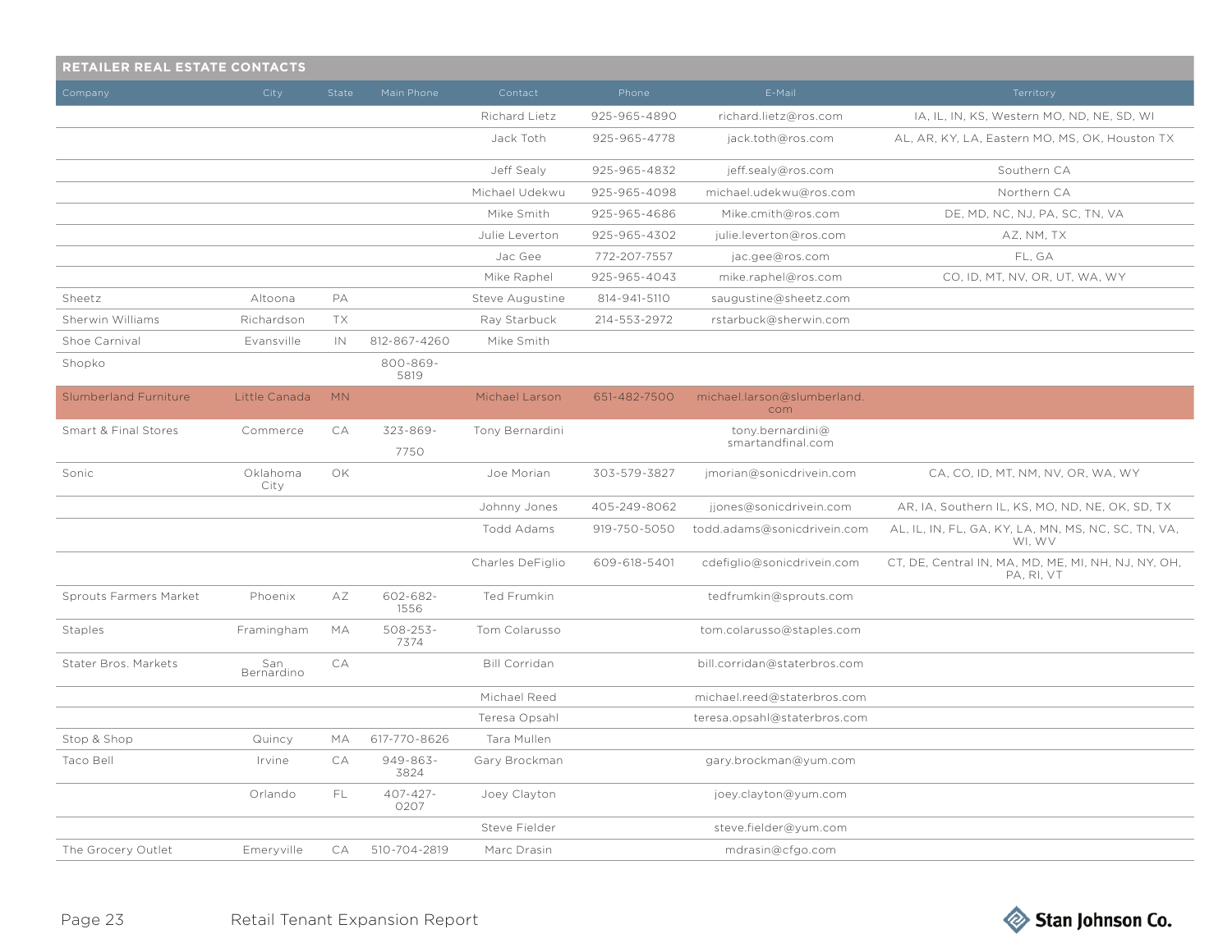## RETAILER REAL ESTATE CONTACTS

| Company | City | State | Main Phone | Contact | Phone | E-Mail | Territory |
|---|---|---|---|---|---|---|---|
| | | | | Richard Lietz | 925-965-4890 | richard.lietz@ros.com | IA, IL, IN, KS, Western MO, ND, NE, SD, WI |
| | | | | Jack Toth | 925-965-4778 | jack.toth@ros.com | AL, AR, KY, LA, Eastern MO, MS, OK, Houston TX |
| | | | | Jeff Sealy | 925-965-4832 | jeff.sealy@ros.com | Southern CA |
| | | | | Michael Udekwu | 925-965-4098 | michael.udekwu@ros.com | Northern CA |
| | | | | Mike Smith | 925-965-4686 | Mike.cmith@ros.com | DE, MD, NC, NJ, PA, SC, TN, VA |
| | | | | Julie Leverton | 925-965-4302 | julie.leverton@ros.com | AZ, NM, TX |
| | | | | Jac Gee | 772-207-7557 | jac.gee@ros.com | FL, GA |
| | | | | Mike Raphel | 925-965-4043 | mike.raphel@ros.com | CO, ID, MT, NV, OR, UT, WA, WY |
| Sheetz | Altoona | PA | | Steve Augustine | 814-941-5110 | saugustine@sheetz.com | |
| Sherwin Williams | Richardson | TX | | Ray Starbuck | 214-553-2972 | rstarbuck@sherwin.com | |
| Shoe Carnival | Evansville | IN | 812-867-4260 | Mike Smith | | | |
| Shopko | | | 800-869-5819 | | | | |
| Slumberland Furniture | Little Canada | MN | | Michael Larson | 651-482-7500 | michael.larson@slumberland.com | |
| Smart & Final Stores | Commerce | CA | 323-869-7750 | Tony Bernardini | | tony.bernardini@smartandfinal.com | |
| Sonic | Oklahoma City | OK | | Joe Morian | 303-579-3827 | jmorian@sonicdrivein.com | CA, CO, ID, MT, NM, NV, OR, WA, WY |
| | | | | Johnny Jones | 405-249-8062 | jjones@sonicdrivein.com | AR, IA, Southern IL, KS, MO, ND, NE, OK, SD, TX |
| | | | | Todd Adams | 919-750-5050 | todd.adams@sonicdrivein.com | AL, IL, IN, FL, GA, KY, LA, MN, MS, NC, SC, TN, VA, WI, WV |
| | | | | Charles DeFiglio | 609-618-5401 | cdefiglio@sonicdrivein.com | CT, DE, Central IN, MA, MD, ME, MI, NH, NJ, NY, OH, PA, RI, VT |
| Sprouts Farmers Market | Phoenix | AZ | 602-682-1556 | Ted Frumkin | | tedfrumkin@sprouts.com | |
| Staples | Framingham | MA | 508-253-7374 | Tom Colarusso | | tom.colarusso@staples.com | |
| Stater Bros. Markets | San Bernardino | CA | | Bill Corridan | | bill.corridan@staterbros.com | |
| | | | | Michael Reed | | michael.reed@staterbros.com | |
| | | | | Teresa Opsahl | | teresa.opsahl@staterbros.com | |
| Stop & Shop | Quincy | MA | 617-770-8626 | Tara Mullen | | | |
| Taco Bell | Irvine | CA | 949-863-3824 | Gary Brockman | | gary.brockman@yum.com | |
| | Orlando | FL | 407-427-0207 | Joey Clayton | | joey.clayton@yum.com | |
| | | | | Steve Fielder | | steve.fielder@yum.com | |
| The Grocery Outlet | Emeryville | CA | 510-704-2819 | Marc Drasin | | mdrasin@cfgo.com | |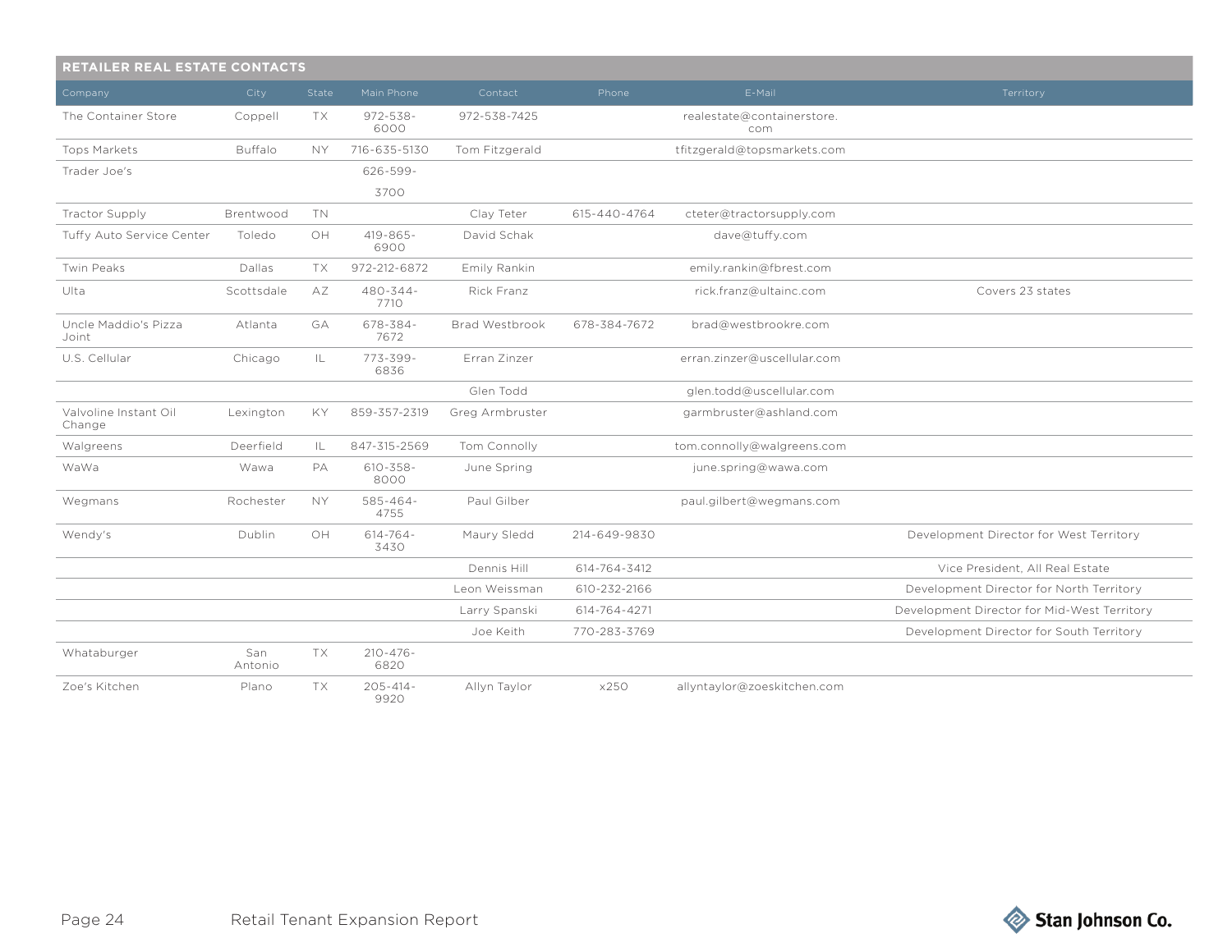## RETAILER REAL ESTATE CONTACTS

| Company | City | State | Main Phone | Contact | Phone | E-Mail | Territory |
|---|---|---|---|---|---|---|---|
| The Container Store | Coppell | TX | 972-538-6000 | 972-538-7425 | | realestate@containerstore.com | |
| Tops Markets | Buffalo | NY | 716-635-5130 | Tom Fitzgerald | | tfitzgerald@topsmarkets.com | |
| Trader Joe's | | | 626-599-3700 | | | | |
| Tractor Supply | Brentwood | TN | | Clay Teter | 615-440-4764 | cteter@tractorsupply.com | |
| Tuffy Auto Service Center | Toledo | OH | 419-865-6900 | David Schak | | dave@tuffy.com | |
| Twin Peaks | Dallas | TX | 972-212-6872 | Emily Rankin | | emily.rankin@fbrest.com | |
| Ulta | Scottsdale | AZ | 480-344-7710 | Rick Franz | | rick.franz@ultainc.com | Covers 23 states |
| Uncle Maddio's Pizza Joint | Atlanta | GA | 678-384-7672 | Brad Westbrook | 678-384-7672 | brad@westbrookre.com | |
| U.S. Cellular | Chicago | IL | 773-399-6836 | Erran Zinzer | | erran.zinzer@uscellular.com | |
| | | | | Glen Todd | | glen.todd@uscellular.com | |
| Valvoline Instant Oil Change | Lexington | KY | 859-357-2319 | Greg Armbruster | | garmbruster@ashland.com | |
| Walgreens | Deerfield | IL | 847-315-2569 | Tom Connolly | | tom.connolly@walgreens.com | |
| WaWa | Wawa | PA | 610-358-8000 | June Spring | | june.spring@wawa.com | |
| Wegmans | Rochester | NY | 585-464-4755 | Paul Gilber | | paul.gilbert@wegmans.com | |
| Wendy's | Dublin | OH | 614-764-3430 | Maury Sledd | 214-649-9830 | | Development Director for West Territory |
| | | | | Dennis Hill | 614-764-3412 | | Vice President, All Real Estate |
| | | | | Leon Weissman | 610-232-2166 | | Development Director for North Territory |
| | | | | Larry Spanski | 614-764-4271 | | Development Director for Mid-West Territory |
| | | | | Joe Keith | 770-283-3769 | | Development Director for South Territory |
| Whataburger | San Antonio | TX | 210-476-6820 | | | | |
| Zoe's Kitchen | Plano | TX | 205-414-9920 | Allyn Taylor | x250 | allyntaylor@zoeskitchen.com | |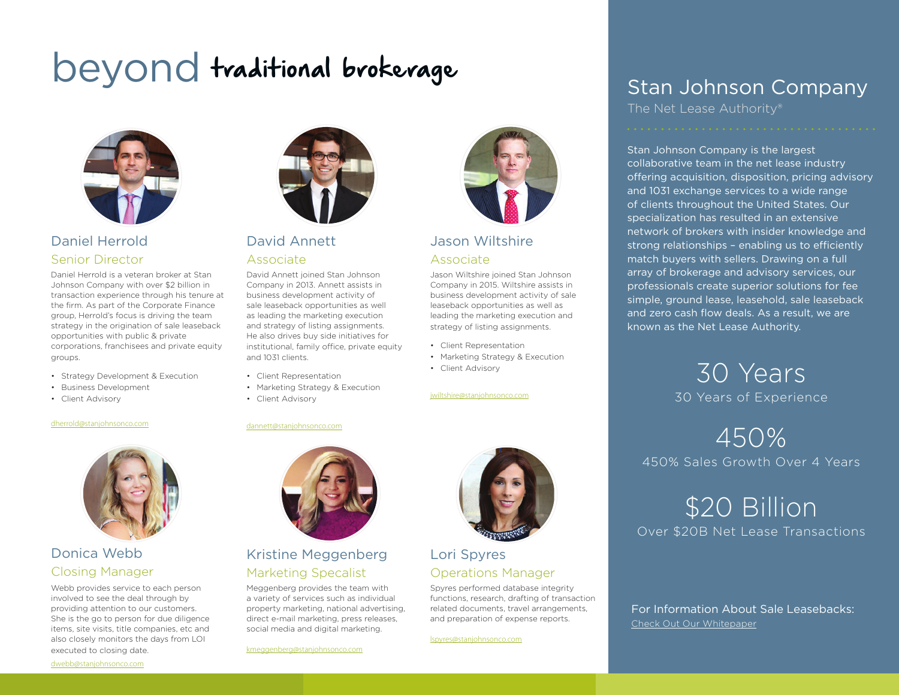# beyond traditional brokerage

## Daniel Herrold

### Senior Director

Daniel Herrold is a veteran broker at Stan Johnson Company with over $2 billion in transaction experience through his tenure at the firm. As part of the Corporate Finance group, Herrold's focus is driving the team strategy in the origination of sale leaseback opportunities with public & private corporations, franchisees and private equity groups.

- Strategy Development & Execution
- Business Development
- Client Advisory

dherrold@stanjohnsonco.com

## David Annett

### Associate

David Annett joined Stan Johnson Company in 2013. Annett assists in business development activity of sale leaseback opportunities as well as leading the marketing execution and strategy of listing assignments. He also drives buy side initiatives for institutional, family office, private equity and 1031 clients.

- Client Representation
- Marketing Strategy & Execution
- Client Advisory

dannett@stanjohnsonco.com

## Jason Wiltshire

### Associate

Jason Wiltshire joined Stan Johnson Company in 2015. Wiltshire assists in business development activity of sale leaseback opportunities as well as leading the marketing execution and strategy of listing assignments.

- Client Representation
- Marketing Strategy & Execution
- Client Advisory

jwiltshire@stanjohnsonco.com

## Donica Webb

### Closing Manager

Webb provides service to each person involved to see the deal through by providing attention to our customers. She is the go to person for due diligence items, site visits, title companies, etc and also closely monitors the days from LOI executed to closing date.

dwebb@stanjohnsonco.com

## Kristine Meggenberg

### Marketing Specalist

Meggenberg provides the team with a variety of services such as individual property marketing, national advertising, direct e-mail marketing, press releases, social media and digital marketing.

kmeggenberg@stanjohnsonco.com

## Lori Spyres

### Operations Manager

Spyres performed database integrity functions, research, drafting of transaction related documents, travel arrangements, and preparation of expense reports.

lspyres@stanjohnsonco.com

## Stan Johnson Company

The Net Lease Authority®

Stan Johnson Company is the largest collaborative team in the net lease industry offering acquisition, disposition, pricing advisory and 1031 exchange services to a wide range of clients throughout the United States. Our specialization has resulted in an extensive network of brokers with insider knowledge and strong relationships – enabling us to efficiently match buyers with sellers. Drawing on a full array of brokerage and advisory services, our professionals create superior solutions for fee simple, ground lease, leasehold, sale leaseback and zero cash flow deals. As a result, we are known as the Net Lease Authority.

**30 Years**
30 Years of Experience

**450%**
450% Sales Growth Over 4 Years

**$20 Billion**
Over $20B Net Lease Transactions

For Information About Sale Leasebacks:
Check Out Our Whitepaper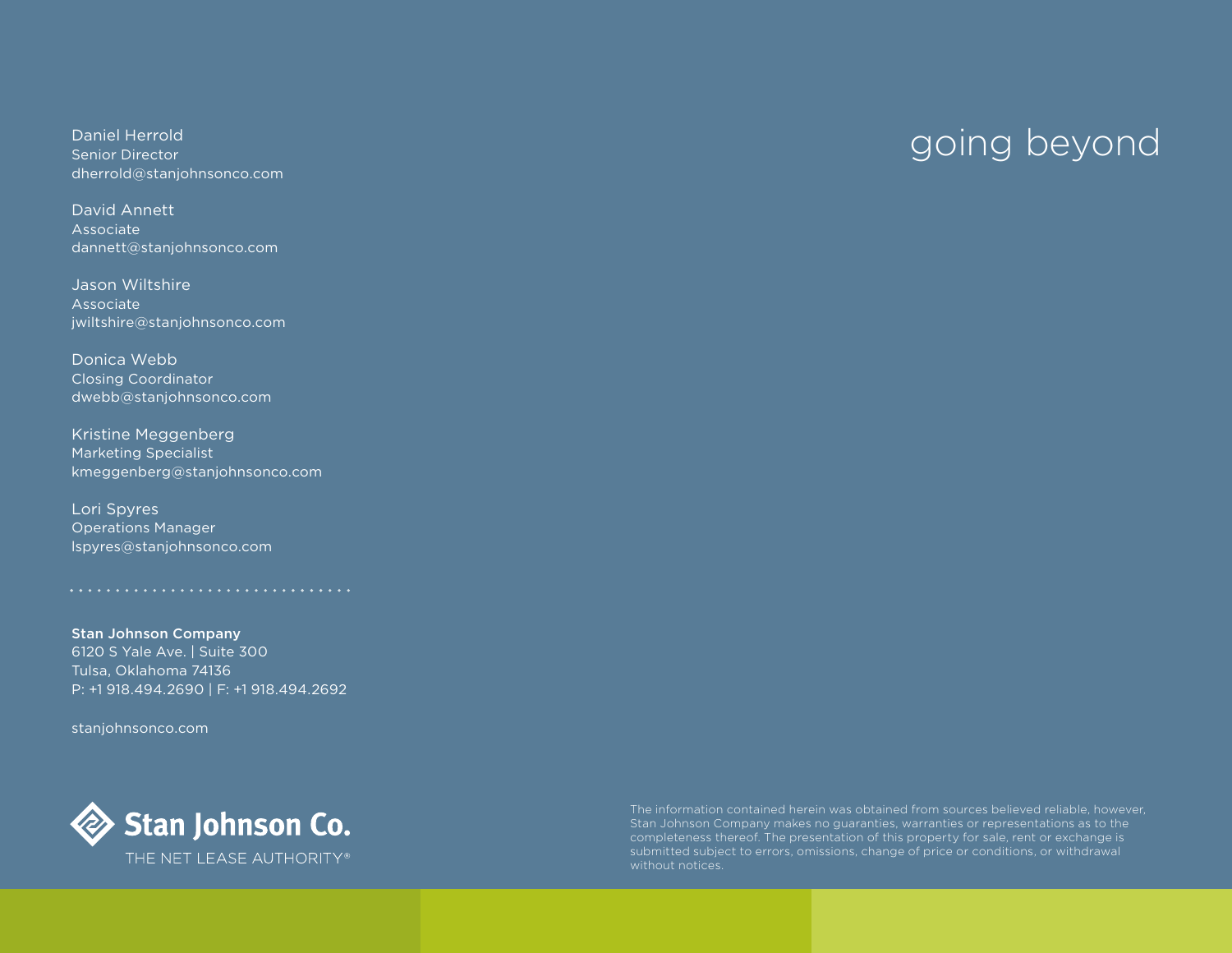going beyond

Daniel Herrold
Senior Director
dherrold@stanjohnsonco.com

David Annett
Associate
dannett@stanjohnsonco.com

Jason Wiltshire
Associate
jwiltshire@stanjohnsonco.com

Donica Webb
Closing Coordinator
dwebb@stanjohnsonco.com

Kristine Meggenberg
Marketing Specialist
kmeggenberg@stanjohnsonco.com

Lori Spyres
Operations Manager
lspyres@stanjohnsonco.com

**Stan Johnson Company**
6120 S Yale Ave. | Suite 300
Tulsa, Oklahoma 74136
P: +1 918.494.2690 | F: +1 918.494.2692

stanjohnsonco.com

Stan Johnson Co.
THE NET LEASE AUTHORITY®

The information contained herein was obtained from sources believed reliable, however, Stan Johnson Company makes no guaranties, warranties or representations as to the completeness thereof. The presentation of this property for sale, rent or exchange is submitted subject to errors, omissions, change of price or conditions, or withdrawal without notices.